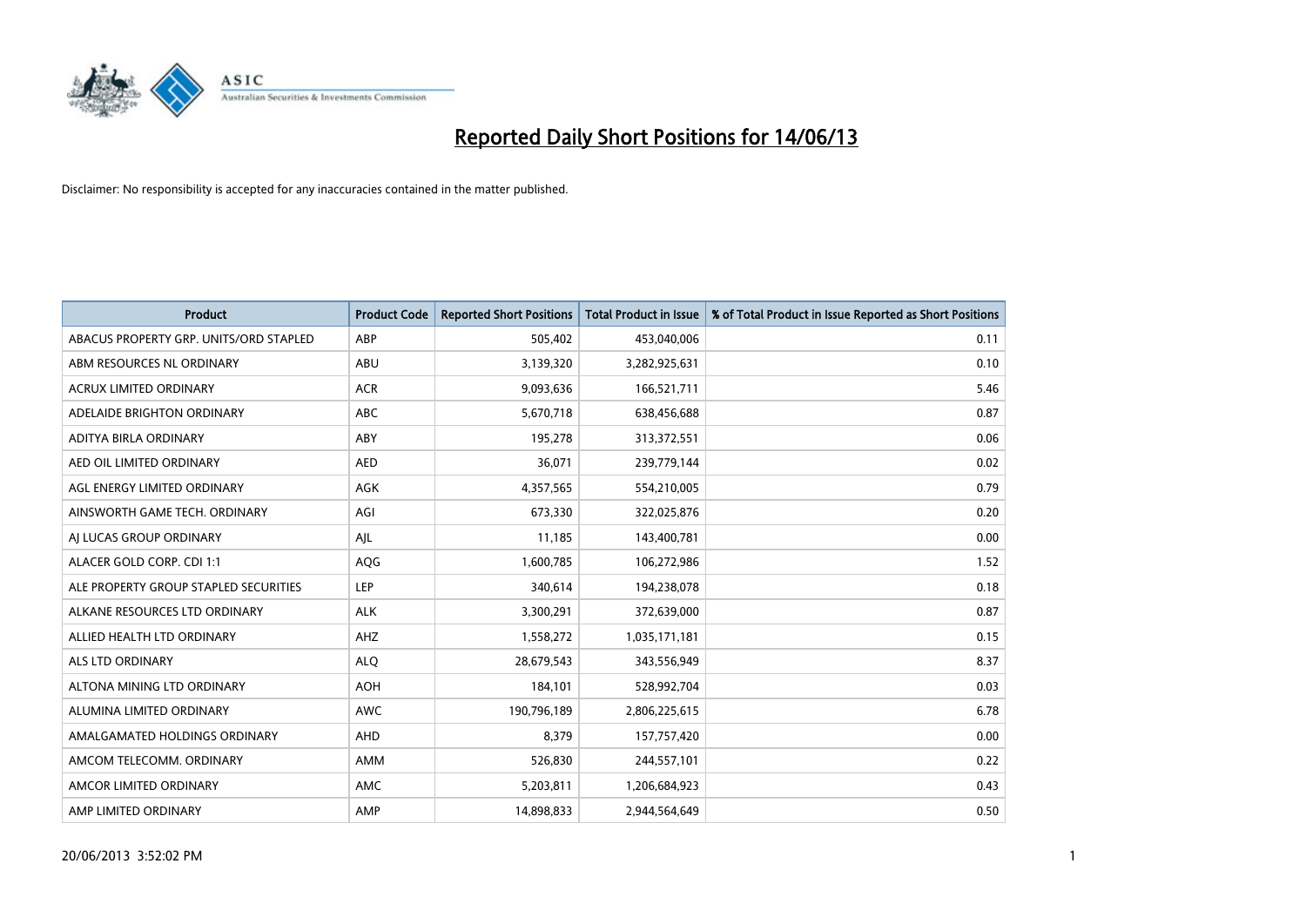# Reported Daily Short Positions for 14/06/13

Disclaimer: No responsibility is accepted for any inaccuracies contained in the matter published.

| Product | Product Code | Reported Short Positions | Total Product in Issue | % of Total Product in Issue Reported as Short Positions |
|---|---|---|---|---|
| ABACUS PROPERTY GRP. UNITS/ORD STAPLED | ABP | 505,402 | 453,040,006 | 0.11 |
| ABM RESOURCES NL ORDINARY | ABU | 3,139,320 | 3,282,925,631 | 0.10 |
| ACRUX LIMITED ORDINARY | ACR | 9,093,636 | 166,521,711 | 5.46 |
| ADELAIDE BRIGHTON ORDINARY | ABC | 5,670,718 | 638,456,688 | 0.87 |
| ADITYA BIRLA ORDINARY | ABY | 195,278 | 313,372,551 | 0.06 |
| AED OIL LIMITED ORDINARY | AED | 36,071 | 239,779,144 | 0.02 |
| AGL ENERGY LIMITED ORDINARY | AGK | 4,357,565 | 554,210,005 | 0.79 |
| AINSWORTH GAME TECH. ORDINARY | AGI | 673,330 | 322,025,876 | 0.20 |
| AJ LUCAS GROUP ORDINARY | AJL | 11,185 | 143,400,781 | 0.00 |
| ALACER GOLD CORP. CDI 1:1 | AQG | 1,600,785 | 106,272,986 | 1.52 |
| ALE PROPERTY GROUP STAPLED SECURITIES | LEP | 340,614 | 194,238,078 | 0.18 |
| ALKANE RESOURCES LTD ORDINARY | ALK | 3,300,291 | 372,639,000 | 0.87 |
| ALLIED HEALTH LTD ORDINARY | AHZ | 1,558,272 | 1,035,171,181 | 0.15 |
| ALS LTD ORDINARY | ALQ | 28,679,543 | 343,556,949 | 8.37 |
| ALTONA MINING LTD ORDINARY | AOH | 184,101 | 528,992,704 | 0.03 |
| ALUMINA LIMITED ORDINARY | AWC | 190,796,189 | 2,806,225,615 | 6.78 |
| AMALGAMATED HOLDINGS ORDINARY | AHD | 8,379 | 157,757,420 | 0.00 |
| AMCOM TELECOMM. ORDINARY | AMM | 526,830 | 244,557,101 | 0.22 |
| AMCOR LIMITED ORDINARY | AMC | 5,203,811 | 1,206,684,923 | 0.43 |
| AMP LIMITED ORDINARY | AMP | 14,898,833 | 2,944,564,649 | 0.50 |

20/06/2013 3:52:02 PM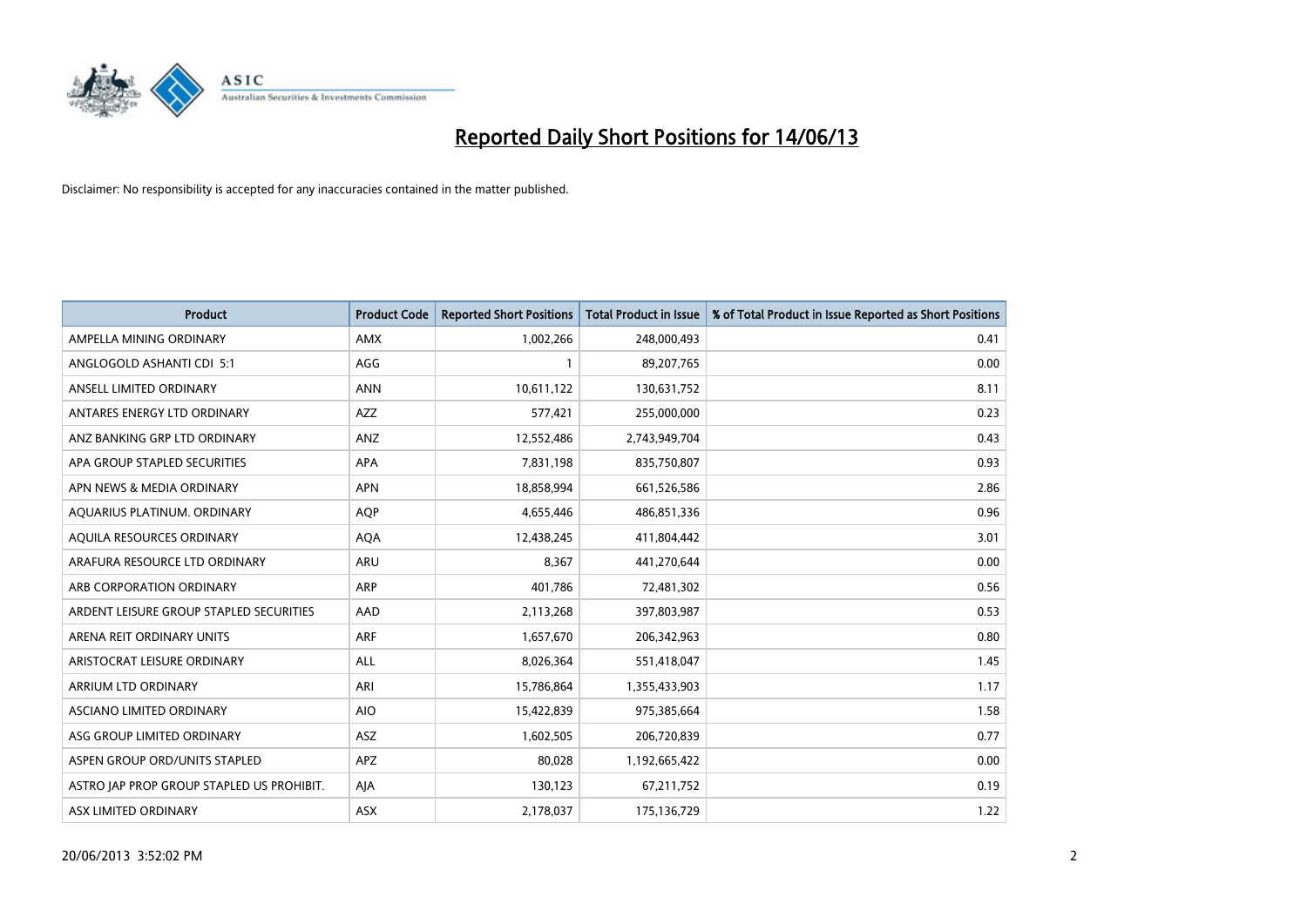# Reported Daily Short Positions for 14/06/13

Disclaimer: No responsibility is accepted for any inaccuracies contained in the matter published.

| Product | Product Code | Reported Short Positions | Total Product in Issue | % of Total Product in Issue Reported as Short Positions |
|---|---|---|---|---|
| AMPELLA MINING ORDINARY | AMX | 1,002,266 | 248,000,493 | 0.41 |
| ANGLOGOLD ASHANTI CDI 5:1 | AGG | 1 | 89,207,765 | 0.00 |
| ANSELL LIMITED ORDINARY | ANN | 10,611,122 | 130,631,752 | 8.11 |
| ANTARES ENERGY LTD ORDINARY | AZZ | 577,421 | 255,000,000 | 0.23 |
| ANZ BANKING GRP LTD ORDINARY | ANZ | 12,552,486 | 2,743,949,704 | 0.43 |
| APA GROUP STAPLED SECURITIES | APA | 7,831,198 | 835,750,807 | 0.93 |
| APN NEWS & MEDIA ORDINARY | APN | 18,858,994 | 661,526,586 | 2.86 |
| AQUARIUS PLATINUM. ORDINARY | AQP | 4,655,446 | 486,851,336 | 0.96 |
| AQUILA RESOURCES ORDINARY | AQA | 12,438,245 | 411,804,442 | 3.01 |
| ARAFURA RESOURCE LTD ORDINARY | ARU | 8,367 | 441,270,644 | 0.00 |
| ARB CORPORATION ORDINARY | ARP | 401,786 | 72,481,302 | 0.56 |
| ARDENT LEISURE GROUP STAPLED SECURITIES | AAD | 2,113,268 | 397,803,987 | 0.53 |
| ARENA REIT ORDINARY UNITS | ARF | 1,657,670 | 206,342,963 | 0.80 |
| ARISTOCRAT LEISURE ORDINARY | ALL | 8,026,364 | 551,418,047 | 1.45 |
| ARRIUM LTD ORDINARY | ARI | 15,786,864 | 1,355,433,903 | 1.17 |
| ASCIANO LIMITED ORDINARY | AIO | 15,422,839 | 975,385,664 | 1.58 |
| ASG GROUP LIMITED ORDINARY | ASZ | 1,602,505 | 206,720,839 | 0.77 |
| ASPEN GROUP ORD/UNITS STAPLED | APZ | 80,028 | 1,192,665,422 | 0.00 |
| ASTRO JAP PROP GROUP STAPLED US PROHIBIT. | AJA | 130,123 | 67,211,752 | 0.19 |
| ASX LIMITED ORDINARY | ASX | 2,178,037 | 175,136,729 | 1.22 |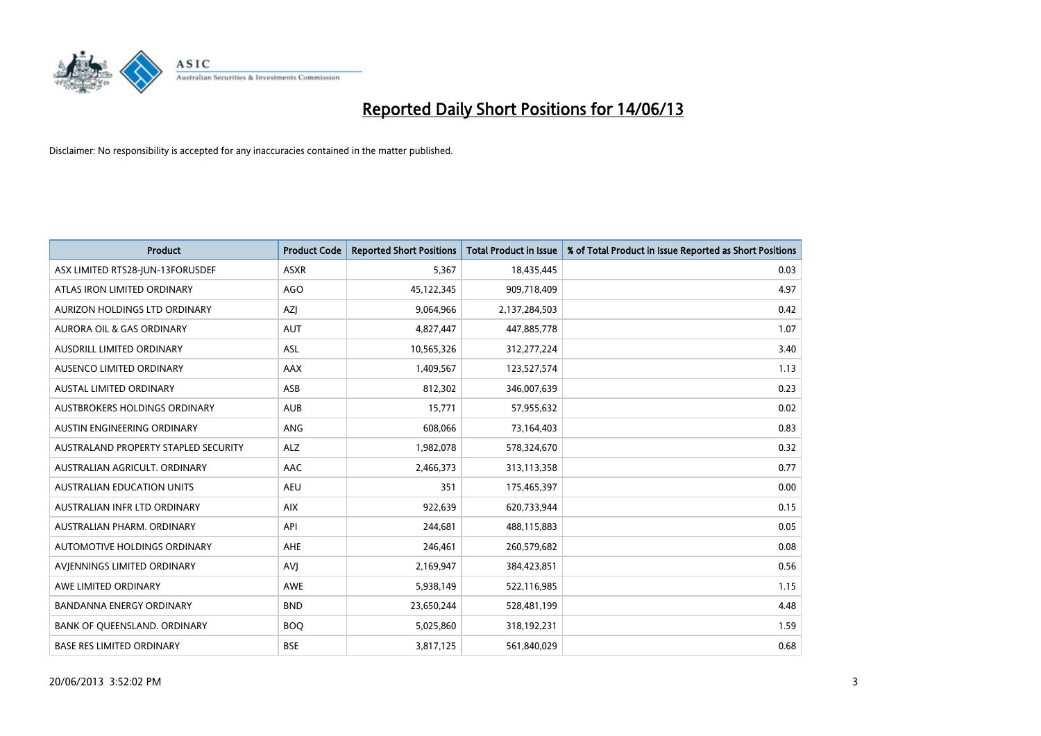# Reported Daily Short Positions for 14/06/13

Disclaimer: No responsibility is accepted for any inaccuracies contained in the matter published.

| Product | Product Code | Reported Short Positions | Total Product in Issue | % of Total Product in Issue Reported as Short Positions |
|---|---|---|---|---|
| ASX LIMITED RTS28-JUN-13FORUSDEF | ASXR | 5,367 | 18,435,445 | 0.03 |
| ATLAS IRON LIMITED ORDINARY | AGO | 45,122,345 | 909,718,409 | 4.97 |
| AURIZON HOLDINGS LTD ORDINARY | AZJ | 9,064,966 | 2,137,284,503 | 0.42 |
| AURORA OIL & GAS ORDINARY | AUT | 4,827,447 | 447,885,778 | 1.07 |
| AUSDRILL LIMITED ORDINARY | ASL | 10,565,326 | 312,277,224 | 3.40 |
| AUSENCO LIMITED ORDINARY | AAX | 1,409,567 | 123,527,574 | 1.13 |
| AUSTAL LIMITED ORDINARY | ASB | 812,302 | 346,007,639 | 0.23 |
| AUSTBROKERS HOLDINGS ORDINARY | AUB | 15,771 | 57,955,632 | 0.02 |
| AUSTIN ENGINEERING ORDINARY | ANG | 608,066 | 73,164,403 | 0.83 |
| AUSTRALAND PROPERTY STAPLED SECURITY | ALZ | 1,982,078 | 578,324,670 | 0.32 |
| AUSTRALIAN AGRICULT. ORDINARY | AAC | 2,466,373 | 313,113,358 | 0.77 |
| AUSTRALIAN EDUCATION UNITS | AEU | 351 | 175,465,397 | 0.00 |
| AUSTRALIAN INFR LTD ORDINARY | AIX | 922,639 | 620,733,944 | 0.15 |
| AUSTRALIAN PHARM. ORDINARY | API | 244,681 | 488,115,883 | 0.05 |
| AUTOMOTIVE HOLDINGS ORDINARY | AHE | 246,461 | 260,579,682 | 0.08 |
| AVJENNINGS LIMITED ORDINARY | AVJ | 2,169,947 | 384,423,851 | 0.56 |
| AWE LIMITED ORDINARY | AWE | 5,938,149 | 522,116,985 | 1.15 |
| BANDANNA ENERGY ORDINARY | BND | 23,650,244 | 528,481,199 | 4.48 |
| BANK OF QUEENSLAND. ORDINARY | BOQ | 5,025,860 | 318,192,231 | 1.59 |
| BASE RES LIMITED ORDINARY | BSE | 3,817,125 | 561,840,029 | 0.68 |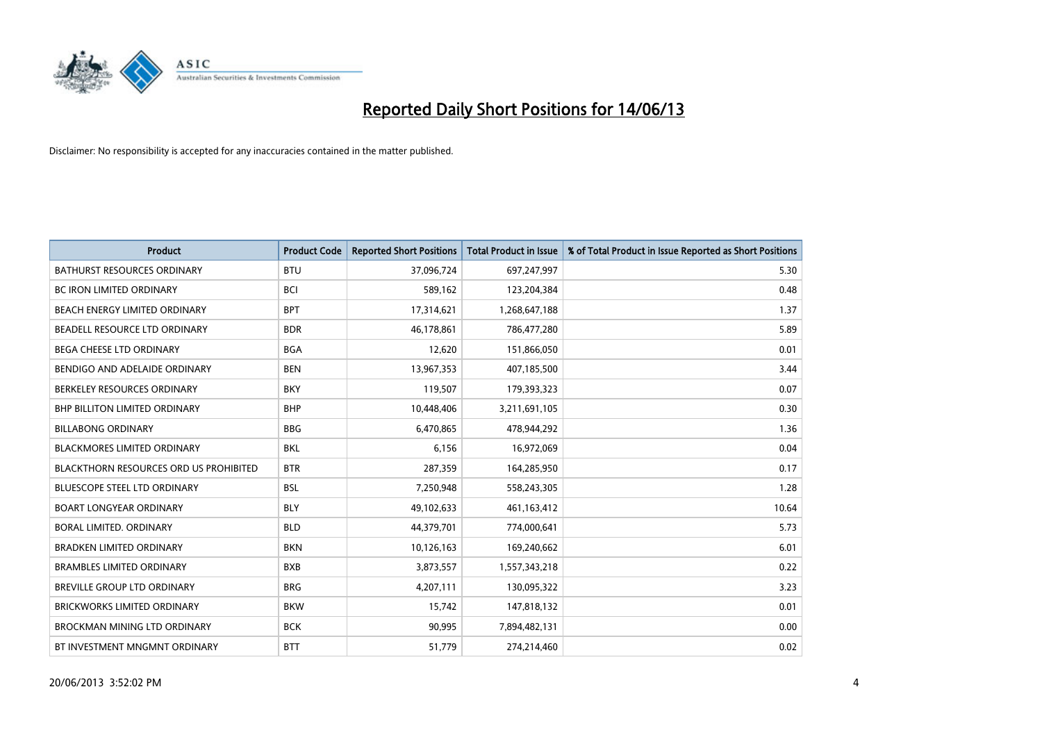# Reported Daily Short Positions for 14/06/13

Disclaimer: No responsibility is accepted for any inaccuracies contained in the matter published.

| Product | Product Code | Reported Short Positions | Total Product in Issue | % of Total Product in Issue Reported as Short Positions |
|---|---|---|---|---|
| BATHURST RESOURCES ORDINARY | BTU | 37,096,724 | 697,247,997 | 5.30 |
| BC IRON LIMITED ORDINARY | BCI | 589,162 | 123,204,384 | 0.48 |
| BEACH ENERGY LIMITED ORDINARY | BPT | 17,314,621 | 1,268,647,188 | 1.37 |
| BEADELL RESOURCE LTD ORDINARY | BDR | 46,178,861 | 786,477,280 | 5.89 |
| BEGA CHEESE LTD ORDINARY | BGA | 12,620 | 151,866,050 | 0.01 |
| BENDIGO AND ADELAIDE ORDINARY | BEN | 13,967,353 | 407,185,500 | 3.44 |
| BERKELEY RESOURCES ORDINARY | BKY | 119,507 | 179,393,323 | 0.07 |
| BHP BILLITON LIMITED ORDINARY | BHP | 10,448,406 | 3,211,691,105 | 0.30 |
| BILLABONG ORDINARY | BBG | 6,470,865 | 478,944,292 | 1.36 |
| BLACKMORES LIMITED ORDINARY | BKL | 6,156 | 16,972,069 | 0.04 |
| BLACKTHORN RESOURCES ORD US PROHIBITED | BTR | 287,359 | 164,285,950 | 0.17 |
| BLUESCOPE STEEL LTD ORDINARY | BSL | 7,250,948 | 558,243,305 | 1.28 |
| BOART LONGYEAR ORDINARY | BLY | 49,102,633 | 461,163,412 | 10.64 |
| BORAL LIMITED. ORDINARY | BLD | 44,379,701 | 774,000,641 | 5.73 |
| BRADKEN LIMITED ORDINARY | BKN | 10,126,163 | 169,240,662 | 6.01 |
| BRAMBLES LIMITED ORDINARY | BXB | 3,873,557 | 1,557,343,218 | 0.22 |
| BREVILLE GROUP LTD ORDINARY | BRG | 4,207,111 | 130,095,322 | 3.23 |
| BRICKWORKS LIMITED ORDINARY | BKW | 15,742 | 147,818,132 | 0.01 |
| BROCKMAN MINING LTD ORDINARY | BCK | 90,995 | 7,894,482,131 | 0.00 |
| BT INVESTMENT MNGMNT ORDINARY | BTT | 51,779 | 274,214,460 | 0.02 |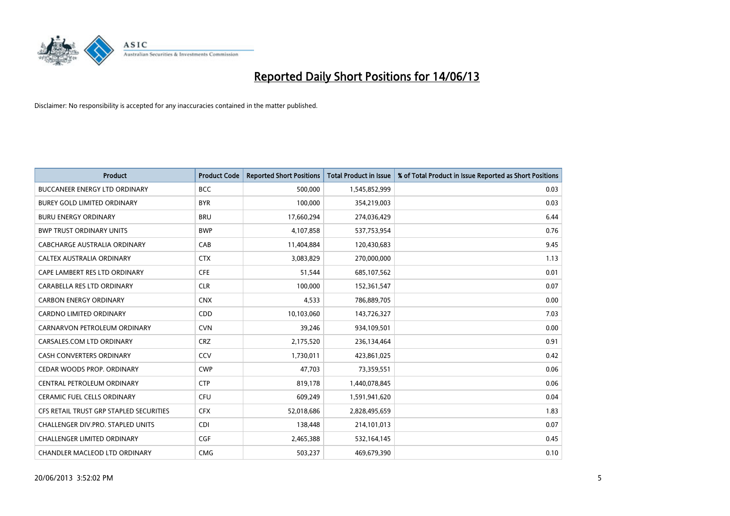# Reported Daily Short Positions for 14/06/13

Disclaimer: No responsibility is accepted for any inaccuracies contained in the matter published.

| Product | Product Code | Reported Short Positions | Total Product in Issue | % of Total Product in Issue Reported as Short Positions |
| --- | --- | --- | --- | --- |
| BUCCANEER ENERGY LTD ORDINARY | BCC | 500,000 | 1,545,852,999 | 0.03 |
| BUREY GOLD LIMITED ORDINARY | BYR | 100,000 | 354,219,003 | 0.03 |
| BURU ENERGY ORDINARY | BRU | 17,660,294 | 274,036,429 | 6.44 |
| BWP TRUST ORDINARY UNITS | BWP | 4,107,858 | 537,753,954 | 0.76 |
| CABCHARGE AUSTRALIA ORDINARY | CAB | 11,404,884 | 120,430,683 | 9.45 |
| CALTEX AUSTRALIA ORDINARY | CTX | 3,083,829 | 270,000,000 | 1.13 |
| CAPE LAMBERT RES LTD ORDINARY | CFE | 51,544 | 685,107,562 | 0.01 |
| CARABELLA RES LTD ORDINARY | CLR | 100,000 | 152,361,547 | 0.07 |
| CARBON ENERGY ORDINARY | CNX | 4,533 | 786,889,705 | 0.00 |
| CARDNO LIMITED ORDINARY | CDD | 10,103,060 | 143,726,327 | 7.03 |
| CARNARVON PETROLEUM ORDINARY | CVN | 39,246 | 934,109,501 | 0.00 |
| CARSALES.COM LTD ORDINARY | CRZ | 2,175,520 | 236,134,464 | 0.91 |
| CASH CONVERTERS ORDINARY | CCV | 1,730,011 | 423,861,025 | 0.42 |
| CEDAR WOODS PROP. ORDINARY | CWP | 47,703 | 73,359,551 | 0.06 |
| CENTRAL PETROLEUM ORDINARY | CTP | 819,178 | 1,440,078,845 | 0.06 |
| CERAMIC FUEL CELLS ORDINARY | CFU | 609,249 | 1,591,941,620 | 0.04 |
| CFS RETAIL TRUST GRP STAPLED SECURITIES | CFX | 52,018,686 | 2,828,495,659 | 1.83 |
| CHALLENGER DIV.PRO. STAPLED UNITS | CDI | 138,448 | 214,101,013 | 0.07 |
| CHALLENGER LIMITED ORDINARY | CGF | 2,465,388 | 532,164,145 | 0.45 |
| CHANDLER MACLEOD LTD ORDINARY | CMG | 503,237 | 469,679,390 | 0.10 |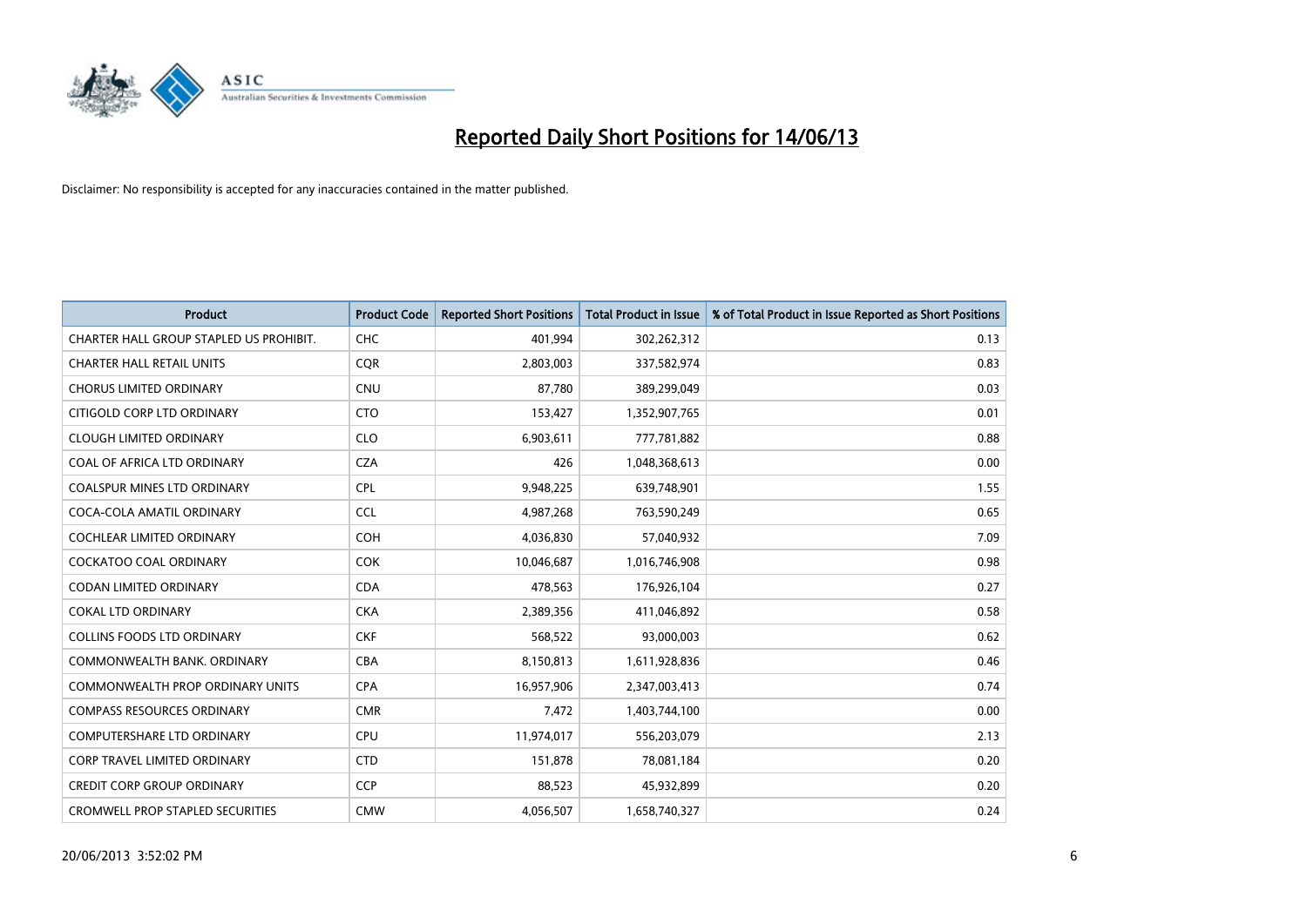# Reported Daily Short Positions for 14/06/13

Disclaimer: No responsibility is accepted for any inaccuracies contained in the matter published.

| Product | Product Code | Reported Short Positions | Total Product in Issue | % of Total Product in Issue Reported as Short Positions |
|---|---|---|---|---|
| CHARTER HALL GROUP STAPLED US PROHIBIT. | CHC | 401,994 | 302,262,312 | 0.13 |
| CHARTER HALL RETAIL UNITS | CQR | 2,803,003 | 337,582,974 | 0.83 |
| CHORUS LIMITED ORDINARY | CNU | 87,780 | 389,299,049 | 0.03 |
| CITIGOLD CORP LTD ORDINARY | CTO | 153,427 | 1,352,907,765 | 0.01 |
| CLOUGH LIMITED ORDINARY | CLO | 6,903,611 | 777,781,882 | 0.88 |
| COAL OF AFRICA LTD ORDINARY | CZA | 426 | 1,048,368,613 | 0.00 |
| COALSPUR MINES LTD ORDINARY | CPL | 9,948,225 | 639,748,901 | 1.55 |
| COCA-COLA AMATIL ORDINARY | CCL | 4,987,268 | 763,590,249 | 0.65 |
| COCHLEAR LIMITED ORDINARY | COH | 4,036,830 | 57,040,932 | 7.09 |
| COCKATOO COAL ORDINARY | COK | 10,046,687 | 1,016,746,908 | 0.98 |
| CODAN LIMITED ORDINARY | CDA | 478,563 | 176,926,104 | 0.27 |
| COKAL LTD ORDINARY | CKA | 2,389,356 | 411,046,892 | 0.58 |
| COLLINS FOODS LTD ORDINARY | CKF | 568,522 | 93,000,003 | 0.62 |
| COMMONWEALTH BANK. ORDINARY | CBA | 8,150,813 | 1,611,928,836 | 0.46 |
| COMMONWEALTH PROP ORDINARY UNITS | CPA | 16,957,906 | 2,347,003,413 | 0.74 |
| COMPASS RESOURCES ORDINARY | CMR | 7,472 | 1,403,744,100 | 0.00 |
| COMPUTERSHARE LTD ORDINARY | CPU | 11,974,017 | 556,203,079 | 2.13 |
| CORP TRAVEL LIMITED ORDINARY | CTD | 151,878 | 78,081,184 | 0.20 |
| CREDIT CORP GROUP ORDINARY | CCP | 88,523 | 45,932,899 | 0.20 |
| CROMWELL PROP STAPLED SECURITIES | CMW | 4,056,507 | 1,658,740,327 | 0.24 |

20/06/2013 3:52:02 PM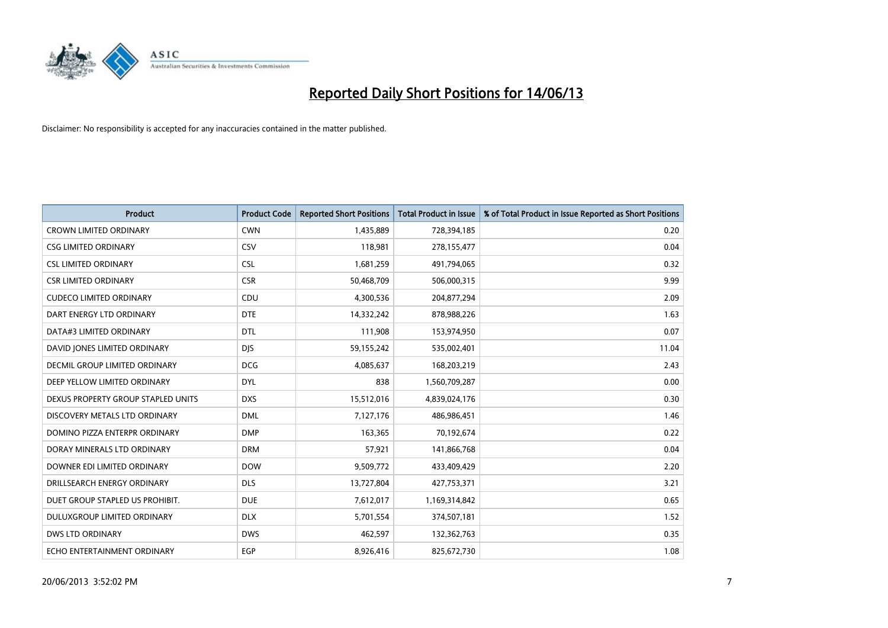# Reported Daily Short Positions for 14/06/13

Disclaimer: No responsibility is accepted for any inaccuracies contained in the matter published.

| Product | Product Code | Reported Short Positions | Total Product in Issue | % of Total Product in Issue Reported as Short Positions |
|---|---|---|---|---|
| CROWN LIMITED ORDINARY | CWN | 1,435,889 | 728,394,185 | 0.20 |
| CSG LIMITED ORDINARY | CSV | 118,981 | 278,155,477 | 0.04 |
| CSL LIMITED ORDINARY | CSL | 1,681,259 | 491,794,065 | 0.32 |
| CSR LIMITED ORDINARY | CSR | 50,468,709 | 506,000,315 | 9.99 |
| CUDECO LIMITED ORDINARY | CDU | 4,300,536 | 204,877,294 | 2.09 |
| DART ENERGY LTD ORDINARY | DTE | 14,332,242 | 878,988,226 | 1.63 |
| DATA#3 LIMITED ORDINARY | DTL | 111,908 | 153,974,950 | 0.07 |
| DAVID JONES LIMITED ORDINARY | DJS | 59,155,242 | 535,002,401 | 11.04 |
| DECMIL GROUP LIMITED ORDINARY | DCG | 4,085,637 | 168,203,219 | 2.43 |
| DEEP YELLOW LIMITED ORDINARY | DYL | 838 | 1,560,709,287 | 0.00 |
| DEXUS PROPERTY GROUP STAPLED UNITS | DXS | 15,512,016 | 4,839,024,176 | 0.30 |
| DISCOVERY METALS LTD ORDINARY | DML | 7,127,176 | 486,986,451 | 1.46 |
| DOMINO PIZZA ENTERPR ORDINARY | DMP | 163,365 | 70,192,674 | 0.22 |
| DORAY MINERALS LTD ORDINARY | DRM | 57,921 | 141,866,768 | 0.04 |
| DOWNER EDI LIMITED ORDINARY | DOW | 9,509,772 | 433,409,429 | 2.20 |
| DRILLSEARCH ENERGY ORDINARY | DLS | 13,727,804 | 427,753,371 | 3.21 |
| DUET GROUP STAPLED US PROHIBIT. | DUE | 7,612,017 | 1,169,314,842 | 0.65 |
| DULUXGROUP LIMITED ORDINARY | DLX | 5,701,554 | 374,507,181 | 1.52 |
| DWS LTD ORDINARY | DWS | 462,597 | 132,362,763 | 0.35 |
| ECHO ENTERTAINMENT ORDINARY | EGP | 8,926,416 | 825,672,730 | 1.08 |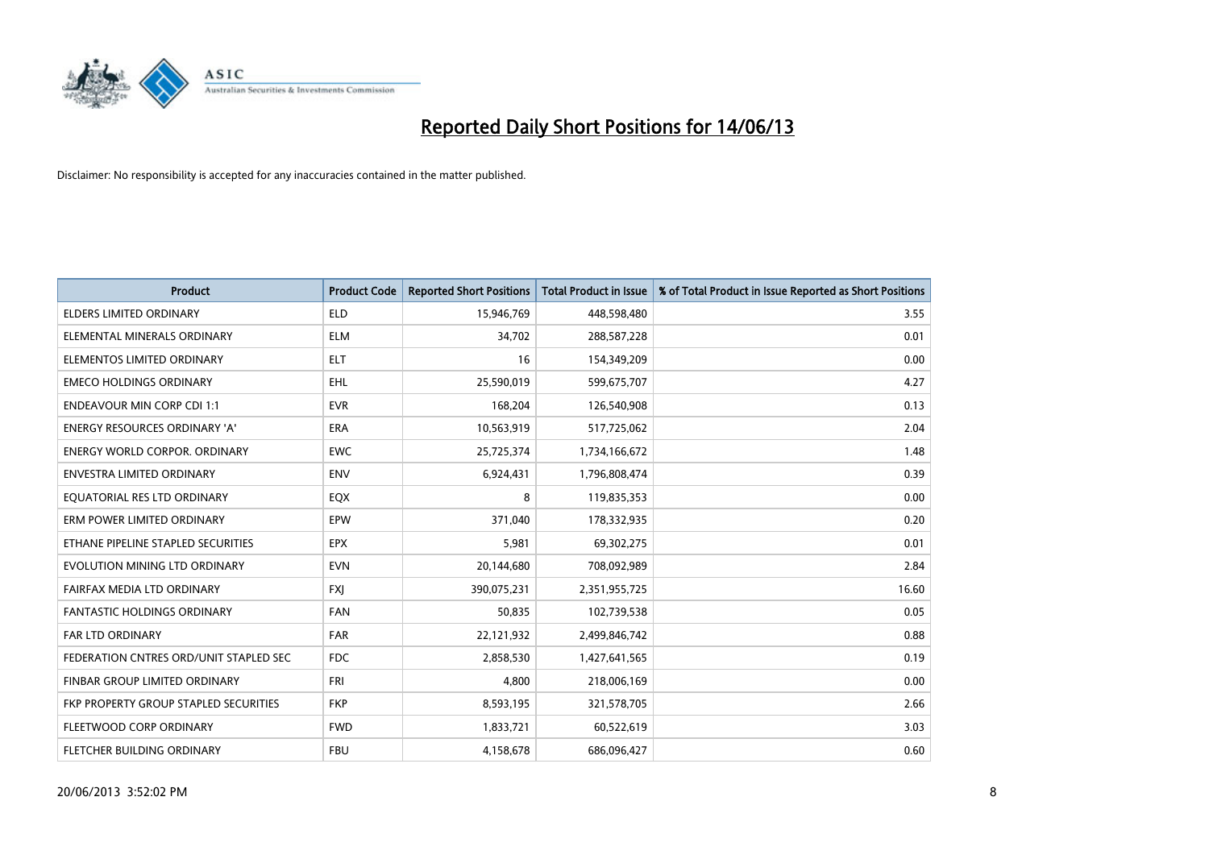# Reported Daily Short Positions for 14/06/13

Disclaimer: No responsibility is accepted for any inaccuracies contained in the matter published.

| Product | Product Code | Reported Short Positions | Total Product in Issue | % of Total Product in Issue Reported as Short Positions |
|---|---|---|---|---|
| ELDERS LIMITED ORDINARY | ELD | 15,946,769 | 448,598,480 | 3.55 |
| ELEMENTAL MINERALS ORDINARY | ELM | 34,702 | 288,587,228 | 0.01 |
| ELEMENTOS LIMITED ORDINARY | ELT | 16 | 154,349,209 | 0.00 |
| EMECO HOLDINGS ORDINARY | EHL | 25,590,019 | 599,675,707 | 4.27 |
| ENDEAVOUR MIN CORP CDI 1:1 | EVR | 168,204 | 126,540,908 | 0.13 |
| ENERGY RESOURCES ORDINARY 'A' | ERA | 10,563,919 | 517,725,062 | 2.04 |
| ENERGY WORLD CORPOR. ORDINARY | EWC | 25,725,374 | 1,734,166,672 | 1.48 |
| ENVESTRA LIMITED ORDINARY | ENV | 6,924,431 | 1,796,808,474 | 0.39 |
| EQUATORIAL RES LTD ORDINARY | EQX | 8 | 119,835,353 | 0.00 |
| ERM POWER LIMITED ORDINARY | EPW | 371,040 | 178,332,935 | 0.20 |
| ETHANE PIPELINE STAPLED SECURITIES | EPX | 5,981 | 69,302,275 | 0.01 |
| EVOLUTION MINING LTD ORDINARY | EVN | 20,144,680 | 708,092,989 | 2.84 |
| FAIRFAX MEDIA LTD ORDINARY | FXJ | 390,075,231 | 2,351,955,725 | 16.60 |
| FANTASTIC HOLDINGS ORDINARY | FAN | 50,835 | 102,739,538 | 0.05 |
| FAR LTD ORDINARY | FAR | 22,121,932 | 2,499,846,742 | 0.88 |
| FEDERATION CNTRES ORD/UNIT STAPLED SEC | FDC | 2,858,530 | 1,427,641,565 | 0.19 |
| FINBAR GROUP LIMITED ORDINARY | FRI | 4,800 | 218,006,169 | 0.00 |
| FKP PROPERTY GROUP STAPLED SECURITIES | FKP | 8,593,195 | 321,578,705 | 2.66 |
| FLEETWOOD CORP ORDINARY | FWD | 1,833,721 | 60,522,619 | 3.03 |
| FLETCHER BUILDING ORDINARY | FBU | 4,158,678 | 686,096,427 | 0.60 |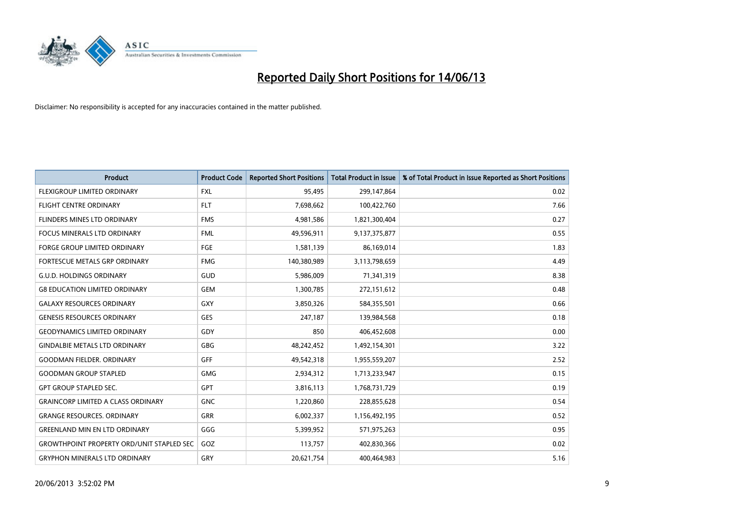# Reported Daily Short Positions for 14/06/13

Disclaimer: No responsibility is accepted for any inaccuracies contained in the matter published.

| Product | Product Code | Reported Short Positions | Total Product in Issue | % of Total Product in Issue Reported as Short Positions |
| --- | --- | --- | --- | --- |
| FLEXIGROUP LIMITED ORDINARY | FXL | 95,495 | 299,147,864 | 0.02 |
| FLIGHT CENTRE ORDINARY | FLT | 7,698,662 | 100,422,760 | 7.66 |
| FLINDERS MINES LTD ORDINARY | FMS | 4,981,586 | 1,821,300,404 | 0.27 |
| FOCUS MINERALS LTD ORDINARY | FML | 49,596,911 | 9,137,375,877 | 0.55 |
| FORGE GROUP LIMITED ORDINARY | FGE | 1,581,139 | 86,169,014 | 1.83 |
| FORTESCUE METALS GRP ORDINARY | FMG | 140,380,989 | 3,113,798,659 | 4.49 |
| G.U.D. HOLDINGS ORDINARY | GUD | 5,986,009 | 71,341,319 | 8.38 |
| G8 EDUCATION LIMITED ORDINARY | GEM | 1,300,785 | 272,151,612 | 0.48 |
| GALAXY RESOURCES ORDINARY | GXY | 3,850,326 | 584,355,501 | 0.66 |
| GENESIS RESOURCES ORDINARY | GES | 247,187 | 139,984,568 | 0.18 |
| GEODYNAMICS LIMITED ORDINARY | GDY | 850 | 406,452,608 | 0.00 |
| GINDALBIE METALS LTD ORDINARY | GBG | 48,242,452 | 1,492,154,301 | 3.22 |
| GOODMAN FIELDER. ORDINARY | GFF | 49,542,318 | 1,955,559,207 | 2.52 |
| GOODMAN GROUP STAPLED | GMG | 2,934,312 | 1,713,233,947 | 0.15 |
| GPT GROUP STAPLED SEC. | GPT | 3,816,113 | 1,768,731,729 | 0.19 |
| GRAINCORP LIMITED A CLASS ORDINARY | GNC | 1,220,860 | 228,855,628 | 0.54 |
| GRANGE RESOURCES. ORDINARY | GRR | 6,002,337 | 1,156,492,195 | 0.52 |
| GREENLAND MIN EN LTD ORDINARY | GGG | 5,399,952 | 571,975,263 | 0.95 |
| GROWTHPOINT PROPERTY ORD/UNIT STAPLED SEC | GOZ | 113,757 | 402,830,366 | 0.02 |
| GRYPHON MINERALS LTD ORDINARY | GRY | 20,621,754 | 400,464,983 | 5.16 |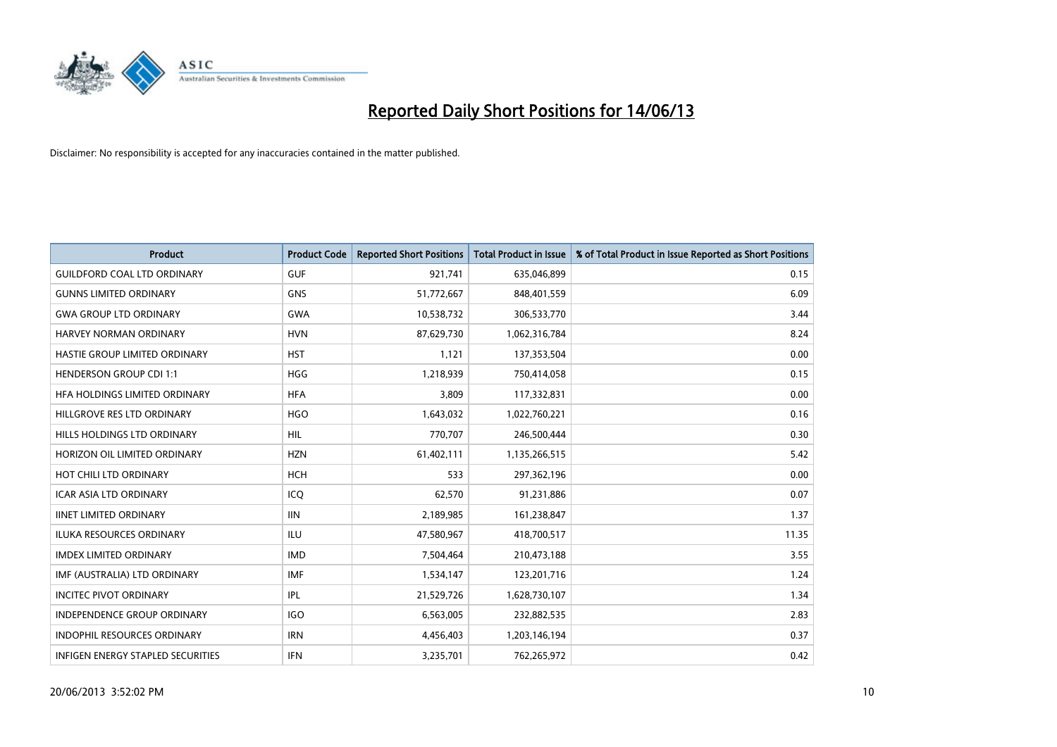# Reported Daily Short Positions for 14/06/13

Disclaimer: No responsibility is accepted for any inaccuracies contained in the matter published.

| Product | Product Code | Reported Short Positions | Total Product in Issue | % of Total Product in Issue Reported as Short Positions |
|---|---|---|---|---|
| GUILDFORD COAL LTD ORDINARY | GUF | 921,741 | 635,046,899 | 0.15 |
| GUNNS LIMITED ORDINARY | GNS | 51,772,667 | 848,401,559 | 6.09 |
| GWA GROUP LTD ORDINARY | GWA | 10,538,732 | 306,533,770 | 3.44 |
| HARVEY NORMAN ORDINARY | HVN | 87,629,730 | 1,062,316,784 | 8.24 |
| HASTIE GROUP LIMITED ORDINARY | HST | 1,121 | 137,353,504 | 0.00 |
| HENDERSON GROUP CDI 1:1 | HGG | 1,218,939 | 750,414,058 | 0.15 |
| HFA HOLDINGS LIMITED ORDINARY | HFA | 3,809 | 117,332,831 | 0.00 |
| HILLGROVE RES LTD ORDINARY | HGO | 1,643,032 | 1,022,760,221 | 0.16 |
| HILLS HOLDINGS LTD ORDINARY | HIL | 770,707 | 246,500,444 | 0.30 |
| HORIZON OIL LIMITED ORDINARY | HZN | 61,402,111 | 1,135,266,515 | 5.42 |
| HOT CHILI LTD ORDINARY | HCH | 533 | 297,362,196 | 0.00 |
| ICAR ASIA LTD ORDINARY | ICQ | 62,570 | 91,231,886 | 0.07 |
| IINET LIMITED ORDINARY | IIN | 2,189,985 | 161,238,847 | 1.37 |
| ILUKA RESOURCES ORDINARY | ILU | 47,580,967 | 418,700,517 | 11.35 |
| IMDEX LIMITED ORDINARY | IMD | 7,504,464 | 210,473,188 | 3.55 |
| IMF (AUSTRALIA) LTD ORDINARY | IMF | 1,534,147 | 123,201,716 | 1.24 |
| INCITEC PIVOT ORDINARY | IPL | 21,529,726 | 1,628,730,107 | 1.34 |
| INDEPENDENCE GROUP ORDINARY | IGO | 6,563,005 | 232,882,535 | 2.83 |
| INDOPHIL RESOURCES ORDINARY | IRN | 4,456,403 | 1,203,146,194 | 0.37 |
| INFIGEN ENERGY STAPLED SECURITIES | IFN | 3,235,701 | 762,265,972 | 0.42 |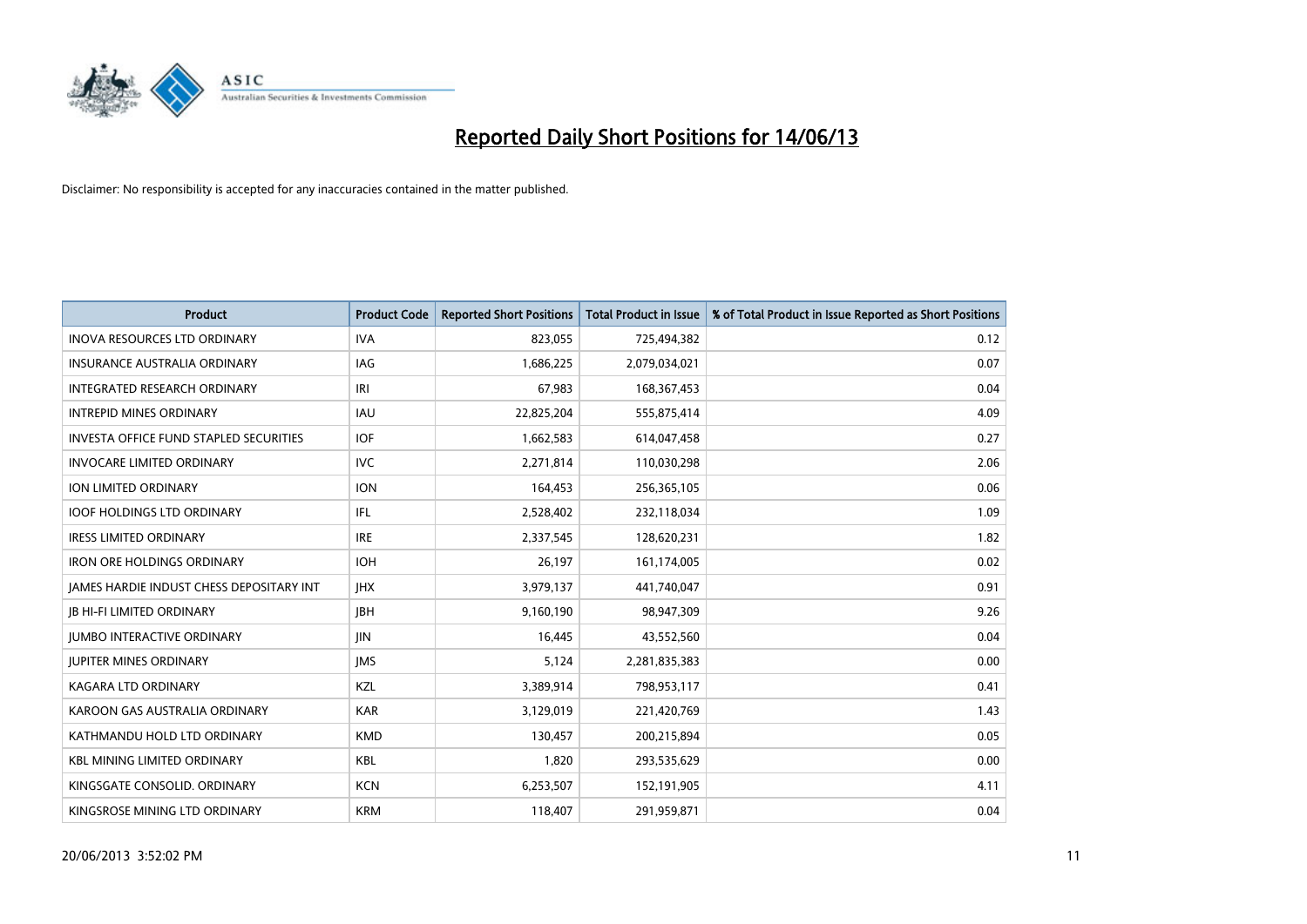# Reported Daily Short Positions for 14/06/13

Disclaimer: No responsibility is accepted for any inaccuracies contained in the matter published.

| Product | Product Code | Reported Short Positions | Total Product in Issue | % of Total Product in Issue Reported as Short Positions |
|---|---|---|---|---|
| INOVA RESOURCES LTD ORDINARY | IVA | 823,055 | 725,494,382 | 0.12 |
| INSURANCE AUSTRALIA ORDINARY | IAG | 1,686,225 | 2,079,034,021 | 0.07 |
| INTEGRATED RESEARCH ORDINARY | IRI | 67,983 | 168,367,453 | 0.04 |
| INTREPID MINES ORDINARY | IAU | 22,825,204 | 555,875,414 | 4.09 |
| INVESTA OFFICE FUND STAPLED SECURITIES | IOF | 1,662,583 | 614,047,458 | 0.27 |
| INVOCARE LIMITED ORDINARY | IVC | 2,271,814 | 110,030,298 | 2.06 |
| ION LIMITED ORDINARY | ION | 164,453 | 256,365,105 | 0.06 |
| IOOF HOLDINGS LTD ORDINARY | IFL | 2,528,402 | 232,118,034 | 1.09 |
| IRESS LIMITED ORDINARY | IRE | 2,337,545 | 128,620,231 | 1.82 |
| IRON ORE HOLDINGS ORDINARY | IOH | 26,197 | 161,174,005 | 0.02 |
| JAMES HARDIE INDUST CHESS DEPOSITARY INT | JHX | 3,979,137 | 441,740,047 | 0.91 |
| JB HI-FI LIMITED ORDINARY | JBH | 9,160,190 | 98,947,309 | 9.26 |
| JUMBO INTERACTIVE ORDINARY | JIN | 16,445 | 43,552,560 | 0.04 |
| JUPITER MINES ORDINARY | JMS | 5,124 | 2,281,835,383 | 0.00 |
| KAGARA LTD ORDINARY | KZL | 3,389,914 | 798,953,117 | 0.41 |
| KAROON GAS AUSTRALIA ORDINARY | KAR | 3,129,019 | 221,420,769 | 1.43 |
| KATHMANDU HOLD LTD ORDINARY | KMD | 130,457 | 200,215,894 | 0.05 |
| KBL MINING LIMITED ORDINARY | KBL | 1,820 | 293,535,629 | 0.00 |
| KINGSGATE CONSOLID. ORDINARY | KCN | 6,253,507 | 152,191,905 | 4.11 |
| KINGSROSE MINING LTD ORDINARY | KRM | 118,407 | 291,959,871 | 0.04 |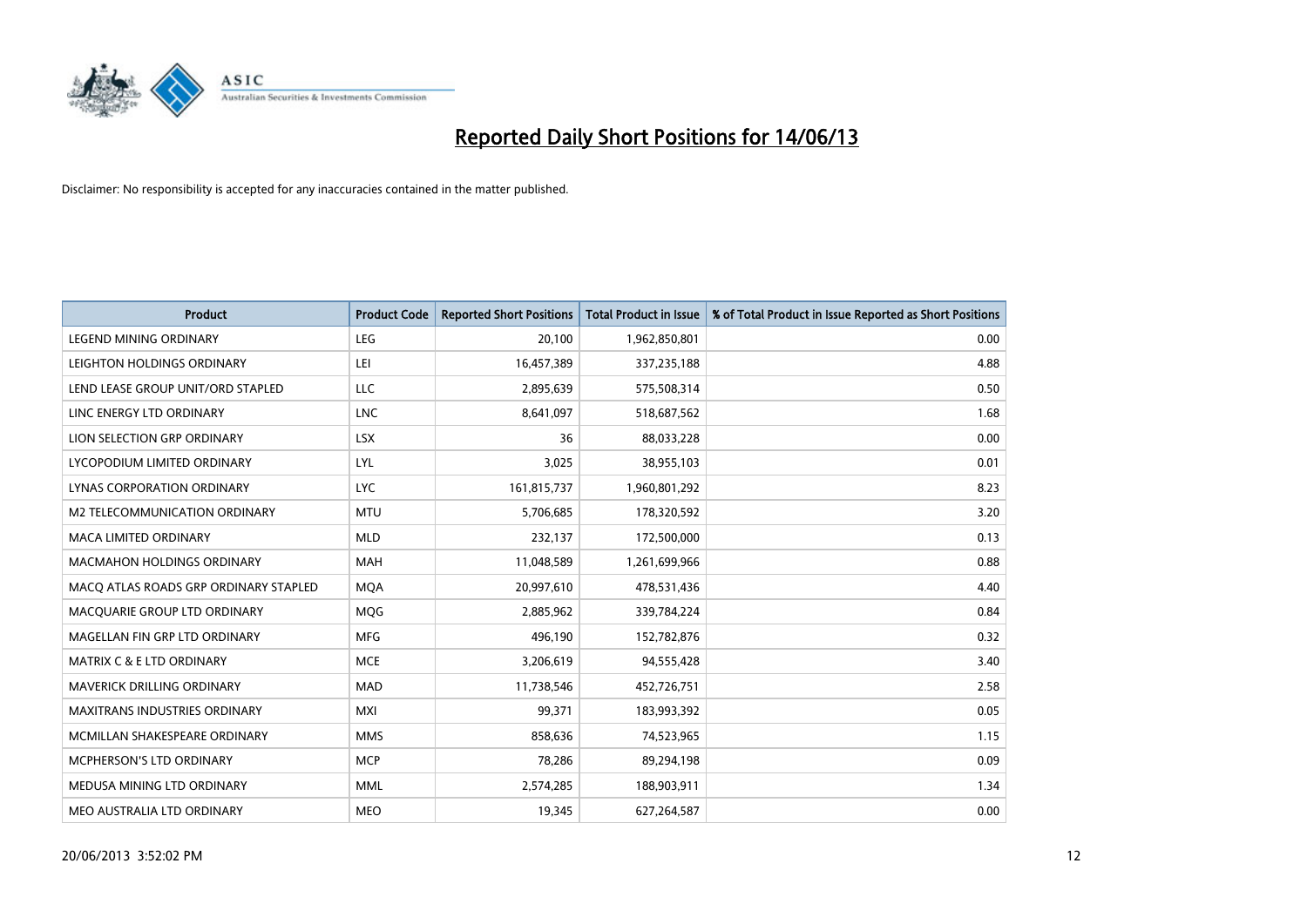# Reported Daily Short Positions for 14/06/13

Disclaimer: No responsibility is accepted for any inaccuracies contained in the matter published.

| Product | Product Code | Reported Short Positions | Total Product in Issue | % of Total Product in Issue Reported as Short Positions |
|---|---|---|---|---|
| LEGEND MINING ORDINARY | LEG | 20,100 | 1,962,850,801 | 0.00 |
| LEIGHTON HOLDINGS ORDINARY | LEI | 16,457,389 | 337,235,188 | 4.88 |
| LEND LEASE GROUP UNIT/ORD STAPLED | LLC | 2,895,639 | 575,508,314 | 0.50 |
| LINC ENERGY LTD ORDINARY | LNC | 8,641,097 | 518,687,562 | 1.68 |
| LION SELECTION GRP ORDINARY | LSX | 36 | 88,033,228 | 0.00 |
| LYCOPODIUM LIMITED ORDINARY | LYL | 3,025 | 38,955,103 | 0.01 |
| LYNAS CORPORATION ORDINARY | LYC | 161,815,737 | 1,960,801,292 | 8.23 |
| M2 TELECOMMUNICATION ORDINARY | MTU | 5,706,685 | 178,320,592 | 3.20 |
| MACA LIMITED ORDINARY | MLD | 232,137 | 172,500,000 | 0.13 |
| MACMAHON HOLDINGS ORDINARY | MAH | 11,048,589 | 1,261,699,966 | 0.88 |
| MACQ ATLAS ROADS GRP ORDINARY STAPLED | MQA | 20,997,610 | 478,531,436 | 4.40 |
| MACQUARIE GROUP LTD ORDINARY | MQG | 2,885,962 | 339,784,224 | 0.84 |
| MAGELLAN FIN GRP LTD ORDINARY | MFG | 496,190 | 152,782,876 | 0.32 |
| MATRIX C & E LTD ORDINARY | MCE | 3,206,619 | 94,555,428 | 3.40 |
| MAVERICK DRILLING ORDINARY | MAD | 11,738,546 | 452,726,751 | 2.58 |
| MAXITRANS INDUSTRIES ORDINARY | MXI | 99,371 | 183,993,392 | 0.05 |
| MCMILLAN SHAKESPEARE ORDINARY | MMS | 858,636 | 74,523,965 | 1.15 |
| MCPHERSON'S LTD ORDINARY | MCP | 78,286 | 89,294,198 | 0.09 |
| MEDUSA MINING LTD ORDINARY | MML | 2,574,285 | 188,903,911 | 1.34 |
| MEO AUSTRALIA LTD ORDINARY | MEO | 19,345 | 627,264,587 | 0.00 |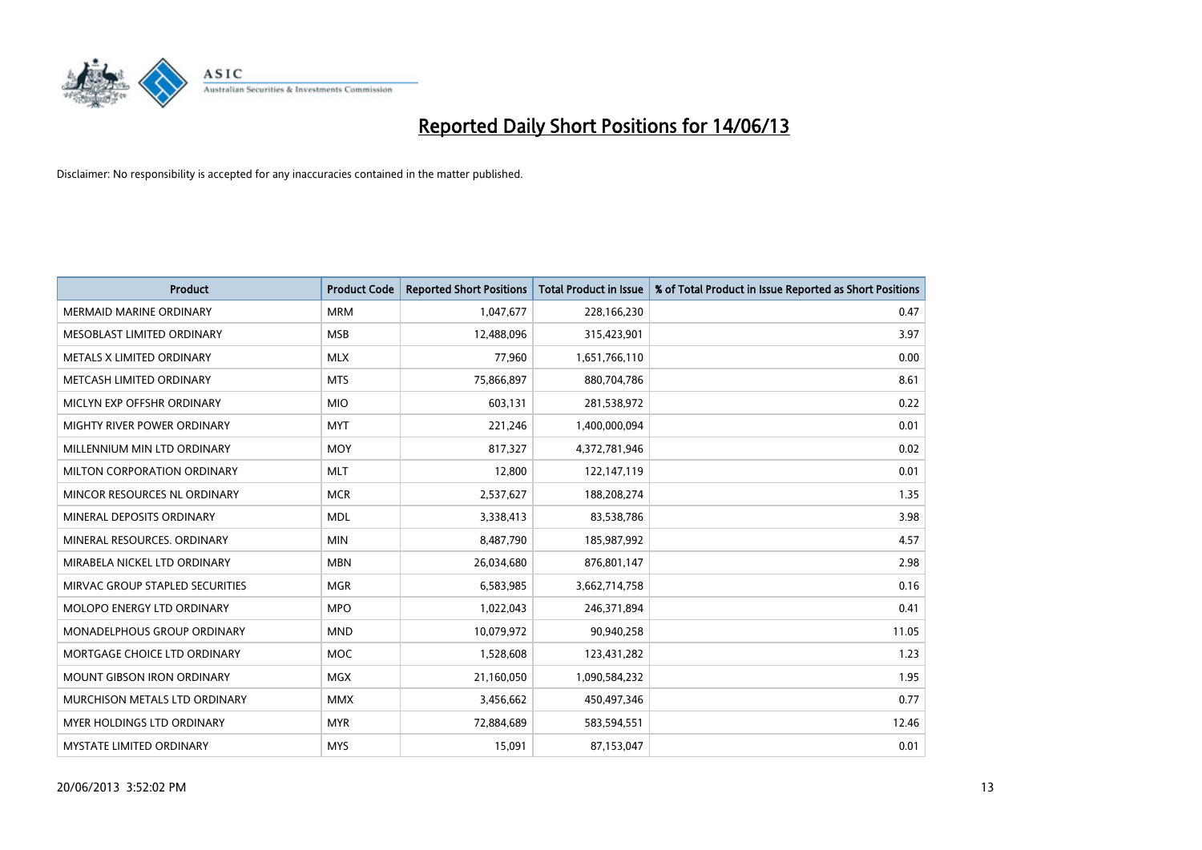# Reported Daily Short Positions for 14/06/13

Disclaimer: No responsibility is accepted for any inaccuracies contained in the matter published.

| Product | Product Code | Reported Short Positions | Total Product in Issue | % of Total Product in Issue Reported as Short Positions |
|---|---|---|---|---|
| MERMAID MARINE ORDINARY | MRM | 1,047,677 | 228,166,230 | 0.47 |
| MESOBLAST LIMITED ORDINARY | MSB | 12,488,096 | 315,423,901 | 3.97 |
| METALS X LIMITED ORDINARY | MLX | 77,960 | 1,651,766,110 | 0.00 |
| METCASH LIMITED ORDINARY | MTS | 75,866,897 | 880,704,786 | 8.61 |
| MICLYN EXP OFFSHR ORDINARY | MIO | 603,131 | 281,538,972 | 0.22 |
| MIGHTY RIVER POWER ORDINARY | MYT | 221,246 | 1,400,000,094 | 0.01 |
| MILLENNIUM MIN LTD ORDINARY | MOY | 817,327 | 4,372,781,946 | 0.02 |
| MILTON CORPORATION ORDINARY | MLT | 12,800 | 122,147,119 | 0.01 |
| MINCOR RESOURCES NL ORDINARY | MCR | 2,537,627 | 188,208,274 | 1.35 |
| MINERAL DEPOSITS ORDINARY | MDL | 3,338,413 | 83,538,786 | 3.98 |
| MINERAL RESOURCES. ORDINARY | MIN | 8,487,790 | 185,987,992 | 4.57 |
| MIRABELA NICKEL LTD ORDINARY | MBN | 26,034,680 | 876,801,147 | 2.98 |
| MIRVAC GROUP STAPLED SECURITIES | MGR | 6,583,985 | 3,662,714,758 | 0.16 |
| MOLOPO ENERGY LTD ORDINARY | MPO | 1,022,043 | 246,371,894 | 0.41 |
| MONADELPHOUS GROUP ORDINARY | MND | 10,079,972 | 90,940,258 | 11.05 |
| MORTGAGE CHOICE LTD ORDINARY | MOC | 1,528,608 | 123,431,282 | 1.23 |
| MOUNT GIBSON IRON ORDINARY | MGX | 21,160,050 | 1,090,584,232 | 1.95 |
| MURCHISON METALS LTD ORDINARY | MMX | 3,456,662 | 450,497,346 | 0.77 |
| MYER HOLDINGS LTD ORDINARY | MYR | 72,884,689 | 583,594,551 | 12.46 |
| MYSTATE LIMITED ORDINARY | MYS | 15,091 | 87,153,047 | 0.01 |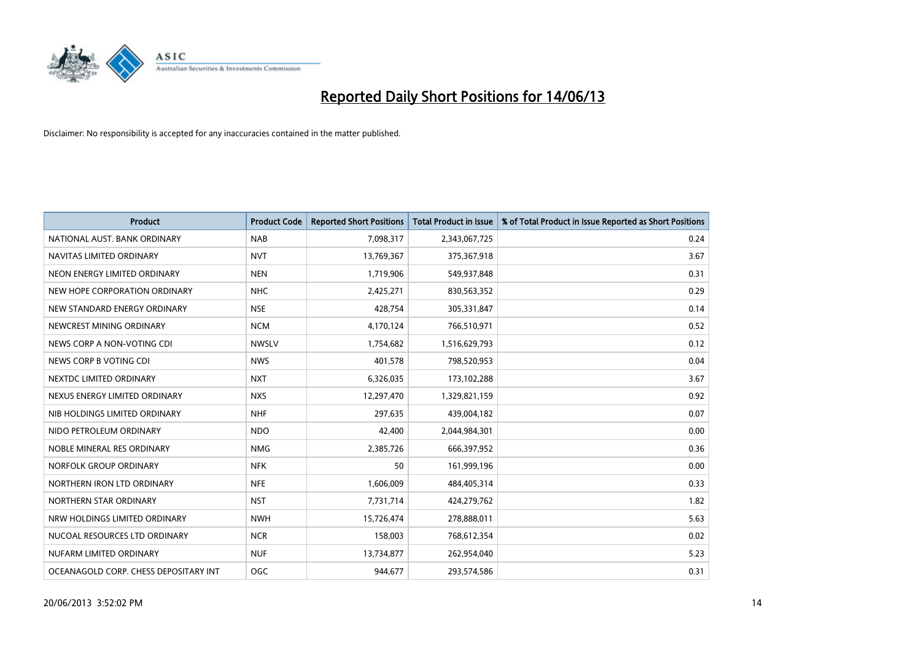# Reported Daily Short Positions for 14/06/13

Disclaimer: No responsibility is accepted for any inaccuracies contained in the matter published.

| Product | Product Code | Reported Short Positions | Total Product in Issue | % of Total Product in Issue Reported as Short Positions |
|---|---|---|---|---|
| NATIONAL AUST. BANK ORDINARY | NAB | 7,098,317 | 2,343,067,725 | 0.24 |
| NAVITAS LIMITED ORDINARY | NVT | 13,769,367 | 375,367,918 | 3.67 |
| NEON ENERGY LIMITED ORDINARY | NEN | 1,719,906 | 549,937,848 | 0.31 |
| NEW HOPE CORPORATION ORDINARY | NHC | 2,425,271 | 830,563,352 | 0.29 |
| NEW STANDARD ENERGY ORDINARY | NSE | 428,754 | 305,331,847 | 0.14 |
| NEWCREST MINING ORDINARY | NCM | 4,170,124 | 766,510,971 | 0.52 |
| NEWS CORP A NON-VOTING CDI | NWSLV | 1,754,682 | 1,516,629,793 | 0.12 |
| NEWS CORP B VOTING CDI | NWS | 401,578 | 798,520,953 | 0.04 |
| NEXTDC LIMITED ORDINARY | NXT | 6,326,035 | 173,102,288 | 3.67 |
| NEXUS ENERGY LIMITED ORDINARY | NXS | 12,297,470 | 1,329,821,159 | 0.92 |
| NIB HOLDINGS LIMITED ORDINARY | NHF | 297,635 | 439,004,182 | 0.07 |
| NIDO PETROLEUM ORDINARY | NDO | 42,400 | 2,044,984,301 | 0.00 |
| NOBLE MINERAL RES ORDINARY | NMG | 2,385,726 | 666,397,952 | 0.36 |
| NORFOLK GROUP ORDINARY | NFK | 50 | 161,999,196 | 0.00 |
| NORTHERN IRON LTD ORDINARY | NFE | 1,606,009 | 484,405,314 | 0.33 |
| NORTHERN STAR ORDINARY | NST | 7,731,714 | 424,279,762 | 1.82 |
| NRW HOLDINGS LIMITED ORDINARY | NWH | 15,726,474 | 278,888,011 | 5.63 |
| NUCOAL RESOURCES LTD ORDINARY | NCR | 158,003 | 768,612,354 | 0.02 |
| NUFARM LIMITED ORDINARY | NUF | 13,734,877 | 262,954,040 | 5.23 |
| OCEANAGOLD CORP. CHESS DEPOSITARY INT | OGC | 944,677 | 293,574,586 | 0.31 |

20/06/2013 3:52:02 PM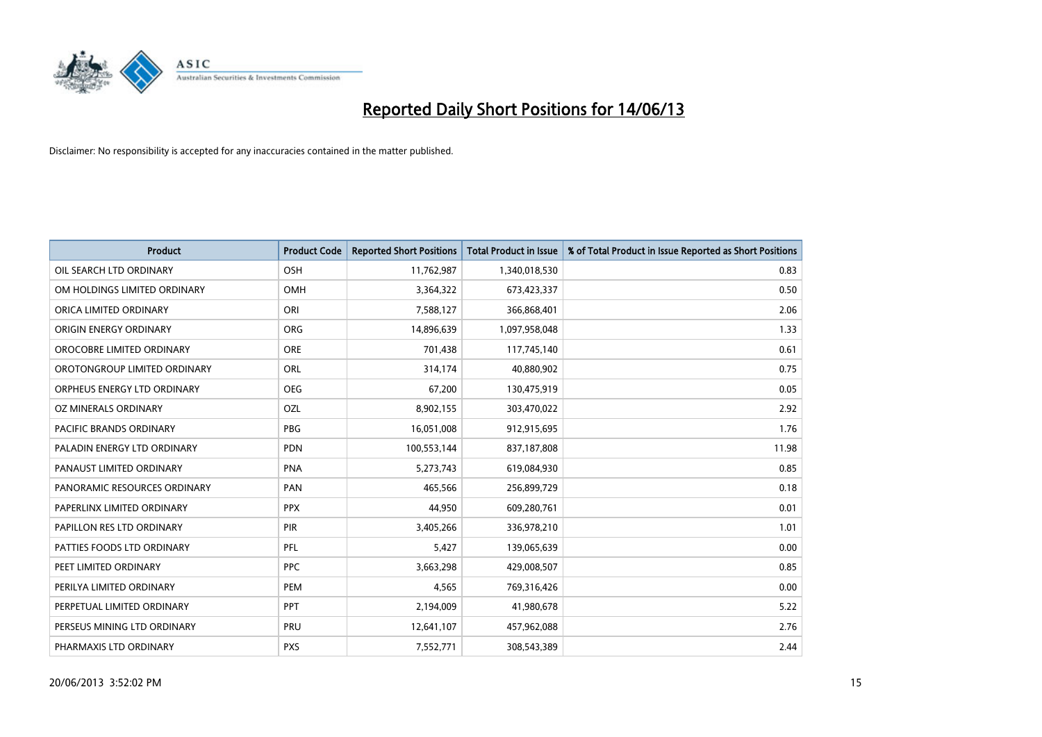# Reported Daily Short Positions for 14/06/13

Disclaimer: No responsibility is accepted for any inaccuracies contained in the matter published.

| Product | Product Code | Reported Short Positions | Total Product in Issue | % of Total Product in Issue Reported as Short Positions |
|---|---|---|---|---|
| OIL SEARCH LTD ORDINARY | OSH | 11,762,987 | 1,340,018,530 | 0.83 |
| OM HOLDINGS LIMITED ORDINARY | OMH | 3,364,322 | 673,423,337 | 0.50 |
| ORICA LIMITED ORDINARY | ORI | 7,588,127 | 366,868,401 | 2.06 |
| ORIGIN ENERGY ORDINARY | ORG | 14,896,639 | 1,097,958,048 | 1.33 |
| OROCOBRE LIMITED ORDINARY | ORE | 701,438 | 117,745,140 | 0.61 |
| OROTONGROUP LIMITED ORDINARY | ORL | 314,174 | 40,880,902 | 0.75 |
| ORPHEUS ENERGY LTD ORDINARY | OEG | 67,200 | 130,475,919 | 0.05 |
| OZ MINERALS ORDINARY | OZL | 8,902,155 | 303,470,022 | 2.92 |
| PACIFIC BRANDS ORDINARY | PBG | 16,051,008 | 912,915,695 | 1.76 |
| PALADIN ENERGY LTD ORDINARY | PDN | 100,553,144 | 837,187,808 | 11.98 |
| PANAUST LIMITED ORDINARY | PNA | 5,273,743 | 619,084,930 | 0.85 |
| PANORAMIC RESOURCES ORDINARY | PAN | 465,566 | 256,899,729 | 0.18 |
| PAPERLINX LIMITED ORDINARY | PPX | 44,950 | 609,280,761 | 0.01 |
| PAPILLON RES LTD ORDINARY | PIR | 3,405,266 | 336,978,210 | 1.01 |
| PATTIES FOODS LTD ORDINARY | PFL | 5,427 | 139,065,639 | 0.00 |
| PEET LIMITED ORDINARY | PPC | 3,663,298 | 429,008,507 | 0.85 |
| PERILYA LIMITED ORDINARY | PEM | 4,565 | 769,316,426 | 0.00 |
| PERPETUAL LIMITED ORDINARY | PPT | 2,194,009 | 41,980,678 | 5.22 |
| PERSEUS MINING LTD ORDINARY | PRU | 12,641,107 | 457,962,088 | 2.76 |
| PHARMAXIS LTD ORDINARY | PXS | 7,552,771 | 308,543,389 | 2.44 |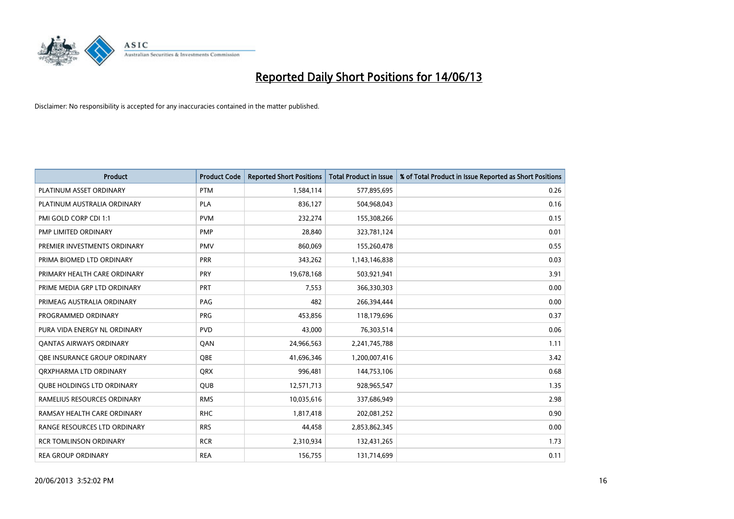# Reported Daily Short Positions for 14/06/13

Disclaimer: No responsibility is accepted for any inaccuracies contained in the matter published.

| Product | Product Code | Reported Short Positions | Total Product in Issue | % of Total Product in Issue Reported as Short Positions |
|---|---|---|---|---|
| PLATINUM ASSET ORDINARY | PTM | 1,584,114 | 577,895,695 | 0.26 |
| PLATINUM AUSTRALIA ORDINARY | PLA | 836,127 | 504,968,043 | 0.16 |
| PMI GOLD CORP CDI 1:1 | PVM | 232,274 | 155,308,266 | 0.15 |
| PMP LIMITED ORDINARY | PMP | 28,840 | 323,781,124 | 0.01 |
| PREMIER INVESTMENTS ORDINARY | PMV | 860,069 | 155,260,478 | 0.55 |
| PRIMA BIOMED LTD ORDINARY | PRR | 343,262 | 1,143,146,838 | 0.03 |
| PRIMARY HEALTH CARE ORDINARY | PRY | 19,678,168 | 503,921,941 | 3.91 |
| PRIME MEDIA GRP LTD ORDINARY | PRT | 7,553 | 366,330,303 | 0.00 |
| PRIMEAG AUSTRALIA ORDINARY | PAG | 482 | 266,394,444 | 0.00 |
| PROGRAMMED ORDINARY | PRG | 453,856 | 118,179,696 | 0.37 |
| PURA VIDA ENERGY NL ORDINARY | PVD | 43,000 | 76,303,514 | 0.06 |
| QANTAS AIRWAYS ORDINARY | QAN | 24,966,563 | 2,241,745,788 | 1.11 |
| QBE INSURANCE GROUP ORDINARY | QBE | 41,696,346 | 1,200,007,416 | 3.42 |
| QRXPHARMA LTD ORDINARY | QRX | 996,481 | 144,753,106 | 0.68 |
| QUBE HOLDINGS LTD ORDINARY | QUB | 12,571,713 | 928,965,547 | 1.35 |
| RAMELIUS RESOURCES ORDINARY | RMS | 10,035,616 | 337,686,949 | 2.98 |
| RAMSAY HEALTH CARE ORDINARY | RHC | 1,817,418 | 202,081,252 | 0.90 |
| RANGE RESOURCES LTD ORDINARY | RRS | 44,458 | 2,853,862,345 | 0.00 |
| RCR TOMLINSON ORDINARY | RCR | 2,310,934 | 132,431,265 | 1.73 |
| REA GROUP ORDINARY | REA | 156,755 | 131,714,699 | 0.11 |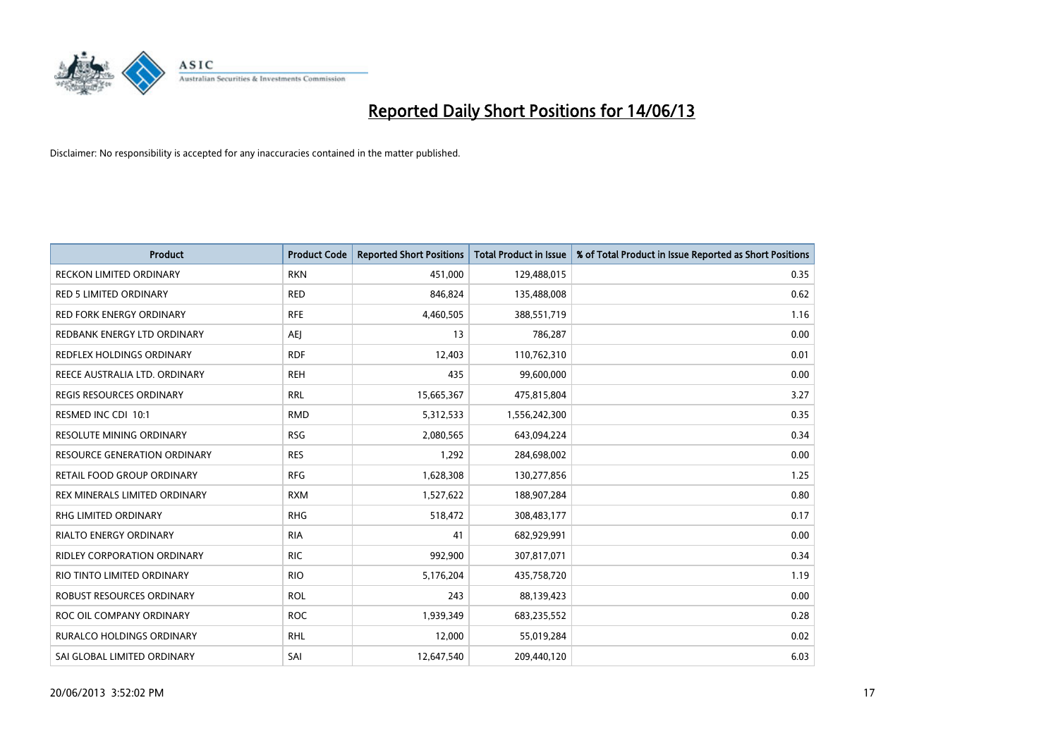# Reported Daily Short Positions for 14/06/13

Disclaimer: No responsibility is accepted for any inaccuracies contained in the matter published.

| Product | Product Code | Reported Short Positions | Total Product in Issue | % of Total Product in Issue Reported as Short Positions |
|---|---|---|---|---|
| RECKON LIMITED ORDINARY | RKN | 451,000 | 129,488,015 | 0.35 |
| RED 5 LIMITED ORDINARY | RED | 846,824 | 135,488,008 | 0.62 |
| RED FORK ENERGY ORDINARY | RFE | 4,460,505 | 388,551,719 | 1.16 |
| REDBANK ENERGY LTD ORDINARY | AEJ | 13 | 786,287 | 0.00 |
| REDFLEX HOLDINGS ORDINARY | RDF | 12,403 | 110,762,310 | 0.01 |
| REECE AUSTRALIA LTD. ORDINARY | REH | 435 | 99,600,000 | 0.00 |
| REGIS RESOURCES ORDINARY | RRL | 15,665,367 | 475,815,804 | 3.27 |
| RESMED INC CDI 10:1 | RMD | 5,312,533 | 1,556,242,300 | 0.35 |
| RESOLUTE MINING ORDINARY | RSG | 2,080,565 | 643,094,224 | 0.34 |
| RESOURCE GENERATION ORDINARY | RES | 1,292 | 284,698,002 | 0.00 |
| RETAIL FOOD GROUP ORDINARY | RFG | 1,628,308 | 130,277,856 | 1.25 |
| REX MINERALS LIMITED ORDINARY | RXM | 1,527,622 | 188,907,284 | 0.80 |
| RHG LIMITED ORDINARY | RHG | 518,472 | 308,483,177 | 0.17 |
| RIALTO ENERGY ORDINARY | RIA | 41 | 682,929,991 | 0.00 |
| RIDLEY CORPORATION ORDINARY | RIC | 992,900 | 307,817,071 | 0.34 |
| RIO TINTO LIMITED ORDINARY | RIO | 5,176,204 | 435,758,720 | 1.19 |
| ROBUST RESOURCES ORDINARY | ROL | 243 | 88,139,423 | 0.00 |
| ROC OIL COMPANY ORDINARY | ROC | 1,939,349 | 683,235,552 | 0.28 |
| RURALCO HOLDINGS ORDINARY | RHL | 12,000 | 55,019,284 | 0.02 |
| SAI GLOBAL LIMITED ORDINARY | SAI | 12,647,540 | 209,440,120 | 6.03 |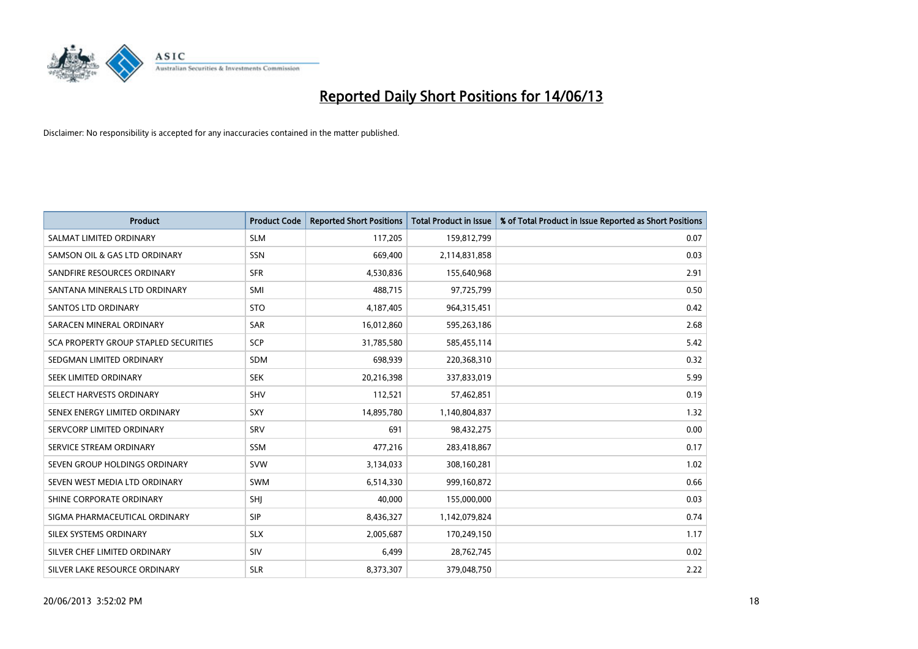# Reported Daily Short Positions for 14/06/13

Disclaimer: No responsibility is accepted for any inaccuracies contained in the matter published.

| Product | Product Code | Reported Short Positions | Total Product in Issue | % of Total Product in Issue Reported as Short Positions |
|---|---|---|---|---|
| SALMAT LIMITED ORDINARY | SLM | 117,205 | 159,812,799 | 0.07 |
| SAMSON OIL & GAS LTD ORDINARY | SSN | 669,400 | 2,114,831,858 | 0.03 |
| SANDFIRE RESOURCES ORDINARY | SFR | 4,530,836 | 155,640,968 | 2.91 |
| SANTANA MINERALS LTD ORDINARY | SMI | 488,715 | 97,725,799 | 0.50 |
| SANTOS LTD ORDINARY | STO | 4,187,405 | 964,315,451 | 0.42 |
| SARACEN MINERAL ORDINARY | SAR | 16,012,860 | 595,263,186 | 2.68 |
| SCA PROPERTY GROUP STAPLED SECURITIES | SCP | 31,785,580 | 585,455,114 | 5.42 |
| SEDGMAN LIMITED ORDINARY | SDM | 698,939 | 220,368,310 | 0.32 |
| SEEK LIMITED ORDINARY | SEK | 20,216,398 | 337,833,019 | 5.99 |
| SELECT HARVESTS ORDINARY | SHV | 112,521 | 57,462,851 | 0.19 |
| SENEX ENERGY LIMITED ORDINARY | SXY | 14,895,780 | 1,140,804,837 | 1.32 |
| SERVCORP LIMITED ORDINARY | SRV | 691 | 98,432,275 | 0.00 |
| SERVICE STREAM ORDINARY | SSM | 477,216 | 283,418,867 | 0.17 |
| SEVEN GROUP HOLDINGS ORDINARY | SVW | 3,134,033 | 308,160,281 | 1.02 |
| SEVEN WEST MEDIA LTD ORDINARY | SWM | 6,514,330 | 999,160,872 | 0.66 |
| SHINE CORPORATE ORDINARY | SHJ | 40,000 | 155,000,000 | 0.03 |
| SIGMA PHARMACEUTICAL ORDINARY | SIP | 8,436,327 | 1,142,079,824 | 0.74 |
| SILEX SYSTEMS ORDINARY | SLX | 2,005,687 | 170,249,150 | 1.17 |
| SILVER CHEF LIMITED ORDINARY | SIV | 6,499 | 28,762,745 | 0.02 |
| SILVER LAKE RESOURCE ORDINARY | SLR | 8,373,307 | 379,048,750 | 2.22 |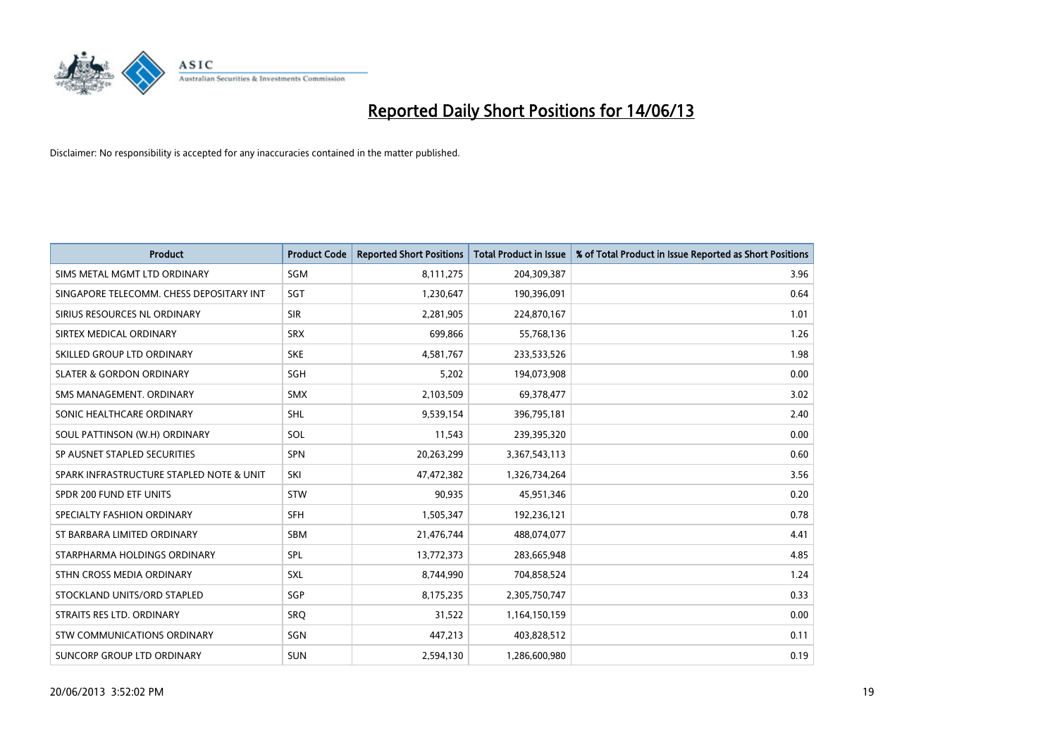# Reported Daily Short Positions for 14/06/13

Disclaimer: No responsibility is accepted for any inaccuracies contained in the matter published.

| Product | Product Code | Reported Short Positions | Total Product in Issue | % of Total Product in Issue Reported as Short Positions |
|---|---|---|---|---|
| SIMS METAL MGMT LTD ORDINARY | SGM | 8,111,275 | 204,309,387 | 3.96 |
| SINGAPORE TELECOMM. CHESS DEPOSITARY INT | SGT | 1,230,647 | 190,396,091 | 0.64 |
| SIRIUS RESOURCES NL ORDINARY | SIR | 2,281,905 | 224,870,167 | 1.01 |
| SIRTEX MEDICAL ORDINARY | SRX | 699,866 | 55,768,136 | 1.26 |
| SKILLED GROUP LTD ORDINARY | SKE | 4,581,767 | 233,533,526 | 1.98 |
| SLATER & GORDON ORDINARY | SGH | 5,202 | 194,073,908 | 0.00 |
| SMS MANAGEMENT. ORDINARY | SMX | 2,103,509 | 69,378,477 | 3.02 |
| SONIC HEALTHCARE ORDINARY | SHL | 9,539,154 | 396,795,181 | 2.40 |
| SOUL PATTINSON (W.H) ORDINARY | SOL | 11,543 | 239,395,320 | 0.00 |
| SP AUSNET STAPLED SECURITIES | SPN | 20,263,299 | 3,367,543,113 | 0.60 |
| SPARK INFRASTRUCTURE STAPLED NOTE & UNIT | SKI | 47,472,382 | 1,326,734,264 | 3.56 |
| SPDR 200 FUND ETF UNITS | STW | 90,935 | 45,951,346 | 0.20 |
| SPECIALTY FASHION ORDINARY | SFH | 1,505,347 | 192,236,121 | 0.78 |
| ST BARBARA LIMITED ORDINARY | SBM | 21,476,744 | 488,074,077 | 4.41 |
| STARPHARMA HOLDINGS ORDINARY | SPL | 13,772,373 | 283,665,948 | 4.85 |
| STHN CROSS MEDIA ORDINARY | SXL | 8,744,990 | 704,858,524 | 1.24 |
| STOCKLAND UNITS/ORD STAPLED | SGP | 8,175,235 | 2,305,750,747 | 0.33 |
| STRAITS RES LTD. ORDINARY | SRQ | 31,522 | 1,164,150,159 | 0.00 |
| STW COMMUNICATIONS ORDINARY | SGN | 447,213 | 403,828,512 | 0.11 |
| SUNCORP GROUP LTD ORDINARY | SUN | 2,594,130 | 1,286,600,980 | 0.19 |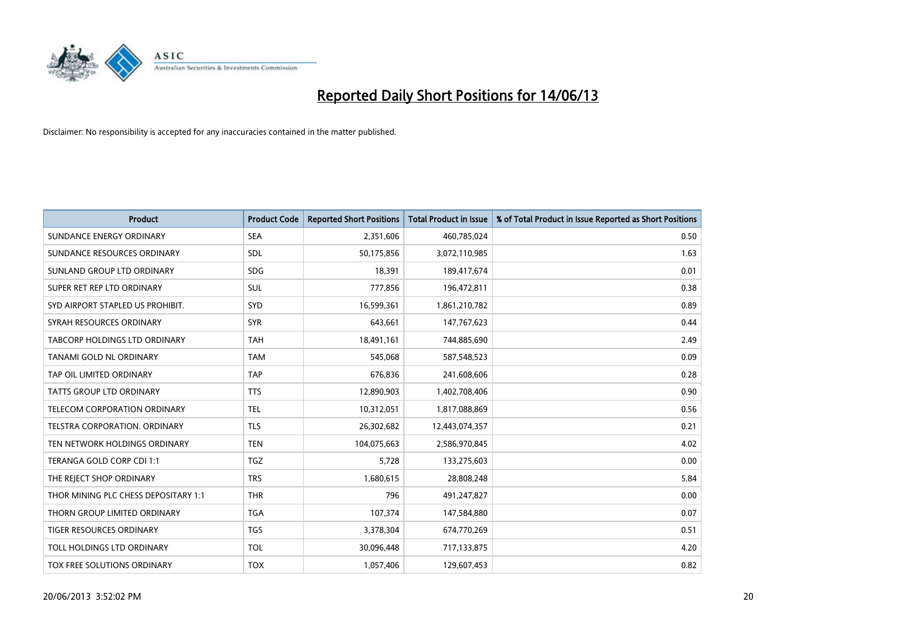# Reported Daily Short Positions for 14/06/13

Disclaimer: No responsibility is accepted for any inaccuracies contained in the matter published.

| Product | Product Code | Reported Short Positions | Total Product in Issue | % of Total Product in Issue Reported as Short Positions |
|---|---|---|---|---|
| SUNDANCE ENERGY ORDINARY | SEA | 2,351,606 | 460,785,024 | 0.50 |
| SUNDANCE RESOURCES ORDINARY | SDL | 50,175,856 | 3,072,110,985 | 1.63 |
| SUNLAND GROUP LTD ORDINARY | SDG | 18,391 | 189,417,674 | 0.01 |
| SUPER RET REP LTD ORDINARY | SUL | 777,856 | 196,472,811 | 0.38 |
| SYD AIRPORT STAPLED US PROHIBIT. | SYD | 16,599,361 | 1,861,210,782 | 0.89 |
| SYRAH RESOURCES ORDINARY | SYR | 643,661 | 147,767,623 | 0.44 |
| TABCORP HOLDINGS LTD ORDINARY | TAH | 18,491,161 | 744,885,690 | 2.49 |
| TANAMI GOLD NL ORDINARY | TAM | 545,068 | 587,548,523 | 0.09 |
| TAP OIL LIMITED ORDINARY | TAP | 676,836 | 241,608,606 | 0.28 |
| TATTS GROUP LTD ORDINARY | TTS | 12,890,903 | 1,402,708,406 | 0.90 |
| TELECOM CORPORATION ORDINARY | TEL | 10,312,051 | 1,817,088,869 | 0.56 |
| TELSTRA CORPORATION. ORDINARY | TLS | 26,302,682 | 12,443,074,357 | 0.21 |
| TEN NETWORK HOLDINGS ORDINARY | TEN | 104,075,663 | 2,586,970,845 | 4.02 |
| TERANGA GOLD CORP CDI 1:1 | TGZ | 5,728 | 133,275,603 | 0.00 |
| THE REJECT SHOP ORDINARY | TRS | 1,680,615 | 28,808,248 | 5.84 |
| THOR MINING PLC CHESS DEPOSITARY 1:1 | THR | 796 | 491,247,827 | 0.00 |
| THORN GROUP LIMITED ORDINARY | TGA | 107,374 | 147,584,880 | 0.07 |
| TIGER RESOURCES ORDINARY | TGS | 3,378,304 | 674,770,269 | 0.51 |
| TOLL HOLDINGS LTD ORDINARY | TOL | 30,096,448 | 717,133,875 | 4.20 |
| TOX FREE SOLUTIONS ORDINARY | TOX | 1,057,406 | 129,607,453 | 0.82 |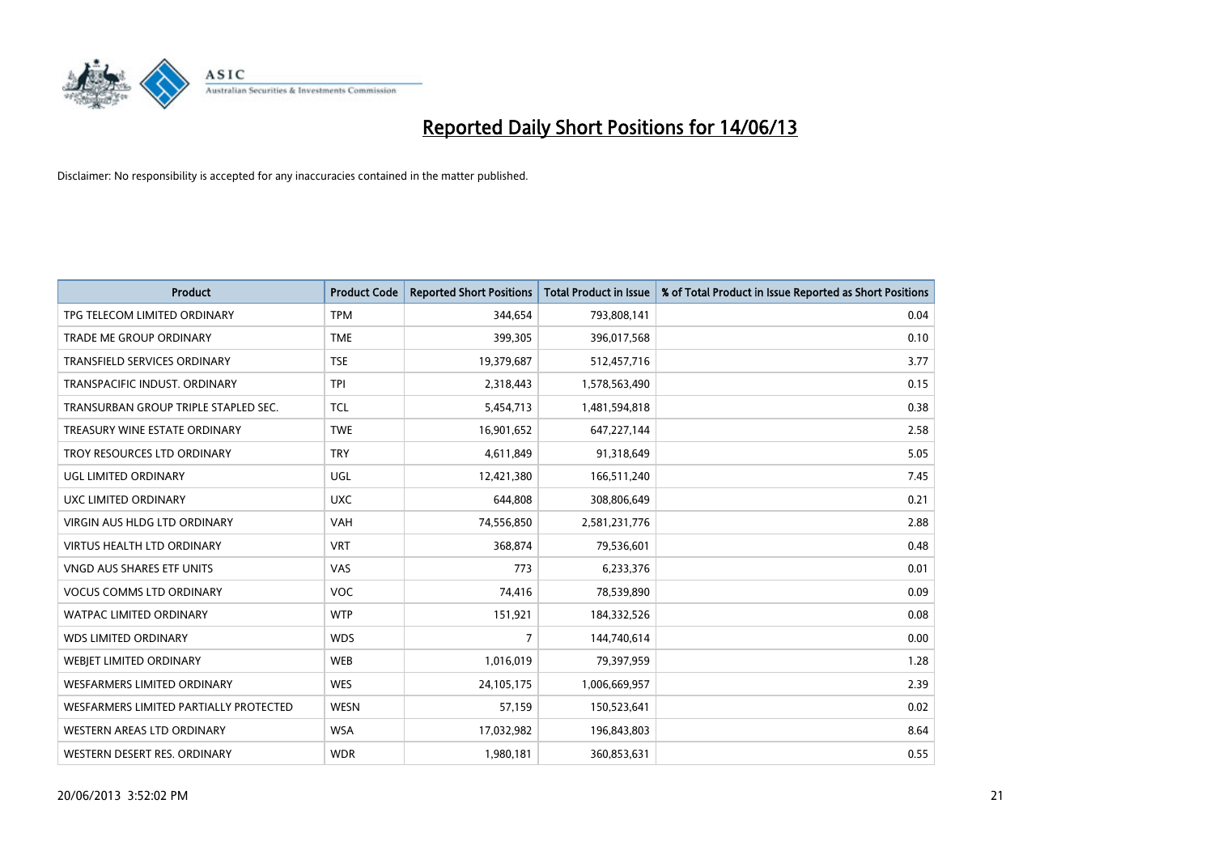# Reported Daily Short Positions for 14/06/13

Disclaimer: No responsibility is accepted for any inaccuracies contained in the matter published.

| Product | Product Code | Reported Short Positions | Total Product in Issue | % of Total Product in Issue Reported as Short Positions |
|---|---|---|---|---|
| TPG TELECOM LIMITED ORDINARY | TPM | 344,654 | 793,808,141 | 0.04 |
| TRADE ME GROUP ORDINARY | TME | 399,305 | 396,017,568 | 0.10 |
| TRANSFIELD SERVICES ORDINARY | TSE | 19,379,687 | 512,457,716 | 3.77 |
| TRANSPACIFIC INDUST. ORDINARY | TPI | 2,318,443 | 1,578,563,490 | 0.15 |
| TRANSURBAN GROUP TRIPLE STAPLED SEC. | TCL | 5,454,713 | 1,481,594,818 | 0.38 |
| TREASURY WINE ESTATE ORDINARY | TWE | 16,901,652 | 647,227,144 | 2.58 |
| TROY RESOURCES LTD ORDINARY | TRY | 4,611,849 | 91,318,649 | 5.05 |
| UGL LIMITED ORDINARY | UGL | 12,421,380 | 166,511,240 | 7.45 |
| UXC LIMITED ORDINARY | UXC | 644,808 | 308,806,649 | 0.21 |
| VIRGIN AUS HLDG LTD ORDINARY | VAH | 74,556,850 | 2,581,231,776 | 2.88 |
| VIRTUS HEALTH LTD ORDINARY | VRT | 368,874 | 79,536,601 | 0.48 |
| VNGD AUS SHARES ETF UNITS | VAS | 773 | 6,233,376 | 0.01 |
| VOCUS COMMS LTD ORDINARY | VOC | 74,416 | 78,539,890 | 0.09 |
| WATPAC LIMITED ORDINARY | WTP | 151,921 | 184,332,526 | 0.08 |
| WDS LIMITED ORDINARY | WDS | 7 | 144,740,614 | 0.00 |
| WEBJET LIMITED ORDINARY | WEB | 1,016,019 | 79,397,959 | 1.28 |
| WESFARMERS LIMITED ORDINARY | WES | 24,105,175 | 1,006,669,957 | 2.39 |
| WESFARMERS LIMITED PARTIALLY PROTECTED | WESN | 57,159 | 150,523,641 | 0.02 |
| WESTERN AREAS LTD ORDINARY | WSA | 17,032,982 | 196,843,803 | 8.64 |
| WESTERN DESERT RES. ORDINARY | WDR | 1,980,181 | 360,853,631 | 0.55 |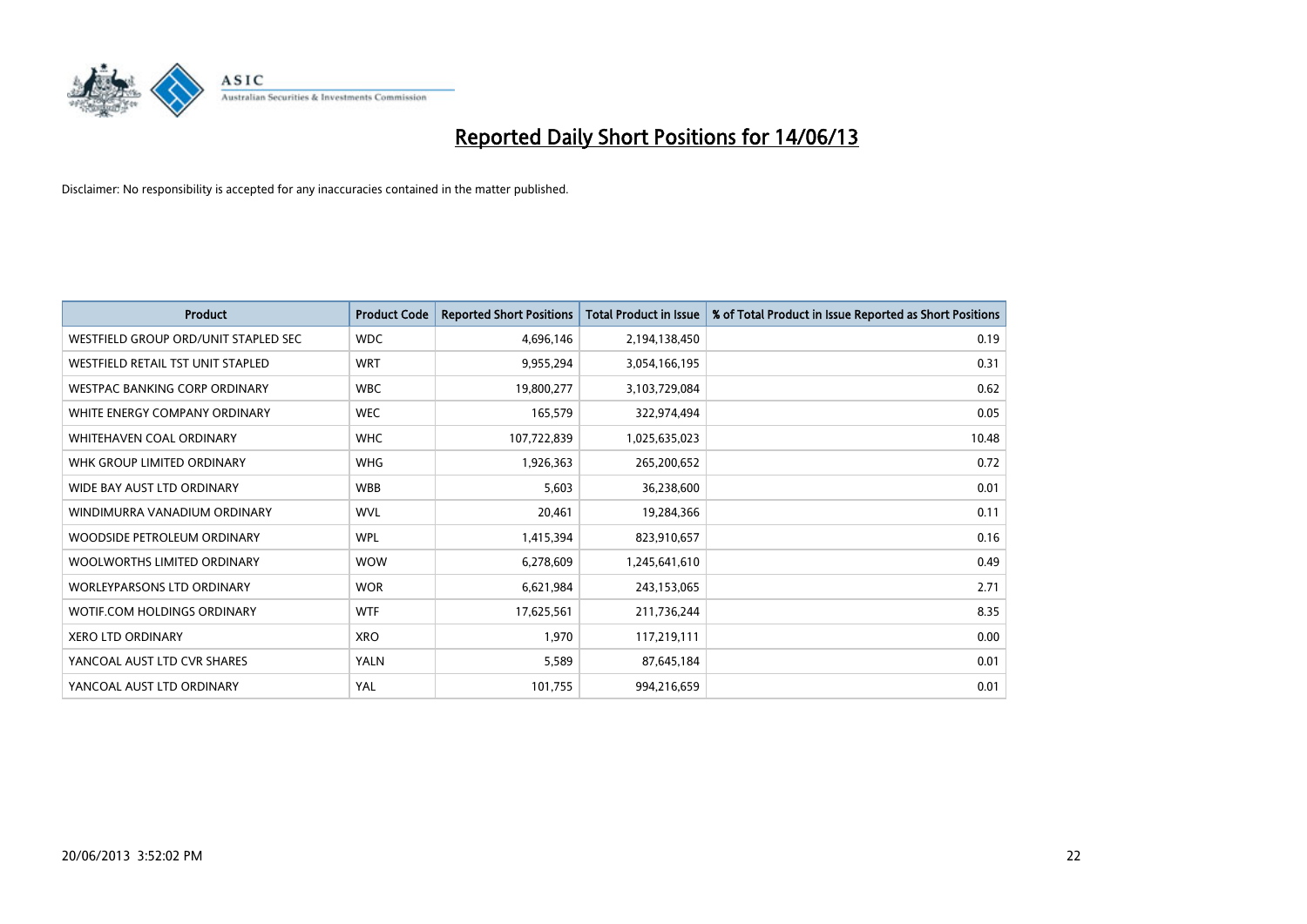# Reported Daily Short Positions for 14/06/13

Disclaimer: No responsibility is accepted for any inaccuracies contained in the matter published.

| Product | Product Code | Reported Short Positions | Total Product in Issue | % of Total Product in Issue Reported as Short Positions |
|---|---|---|---|---|
| WESTFIELD GROUP ORD/UNIT STAPLED SEC | WDC | 4,696,146 | 2,194,138,450 | 0.19 |
| WESTFIELD RETAIL TST UNIT STAPLED | WRT | 9,955,294 | 3,054,166,195 | 0.31 |
| WESTPAC BANKING CORP ORDINARY | WBC | 19,800,277 | 3,103,729,084 | 0.62 |
| WHITE ENERGY COMPANY ORDINARY | WEC | 165,579 | 322,974,494 | 0.05 |
| WHITEHAVEN COAL ORDINARY | WHC | 107,722,839 | 1,025,635,023 | 10.48 |
| WHK GROUP LIMITED ORDINARY | WHG | 1,926,363 | 265,200,652 | 0.72 |
| WIDE BAY AUST LTD ORDINARY | WBB | 5,603 | 36,238,600 | 0.01 |
| WINDIMURRA VANADIUM ORDINARY | WVL | 20,461 | 19,284,366 | 0.11 |
| WOODSIDE PETROLEUM ORDINARY | WPL | 1,415,394 | 823,910,657 | 0.16 |
| WOOLWORTHS LIMITED ORDINARY | WOW | 6,278,609 | 1,245,641,610 | 0.49 |
| WORLEYPARSONS LTD ORDINARY | WOR | 6,621,984 | 243,153,065 | 2.71 |
| WOTIF.COM HOLDINGS ORDINARY | WTF | 17,625,561 | 211,736,244 | 8.35 |
| XERO LTD ORDINARY | XRO | 1,970 | 117,219,111 | 0.00 |
| YANCOAL AUST LTD CVR SHARES | YALN | 5,589 | 87,645,184 | 0.01 |
| YANCOAL AUST LTD ORDINARY | YAL | 101,755 | 994,216,659 | 0.01 |